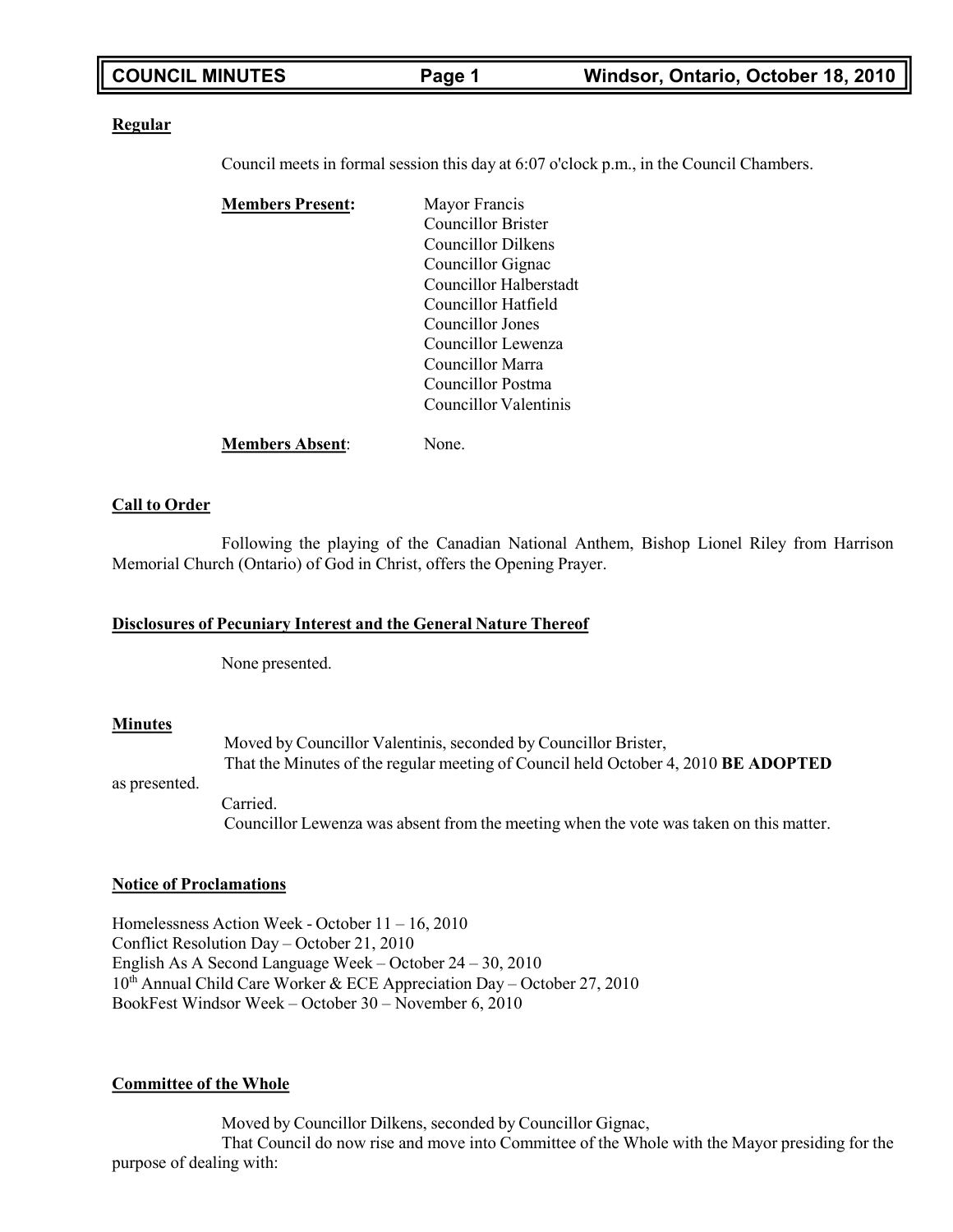**Regular**

Council meets in formal session this day at 6:07 o'clock p.m., in the Council Chambers.

**Members Present:**
Mayor Francis
Councillor Brister
Councillor Dilkens
Councillor Gignac
Councillor Halberstadt
Councillor Hatfield
Councillor Jones
Councillor Lewenza
Councillor Marra
Councillor Postma
Councillor Valentinis

**Members Absent**: None.

**Call to Order**

Following the playing of the Canadian National Anthem, Bishop Lionel Riley from Harrison Memorial Church (Ontario) of God in Christ, offers the Opening Prayer.

**Disclosures of Pecuniary Interest and the General Nature Thereof**

None presented.

**Minutes**

Moved by Councillor Valentinis, seconded by Councillor Brister,
That the Minutes of the regular meeting of Council held October 4, 2010 **BE ADOPTED** as presented.
Carried.
Councillor Lewenza was absent from the meeting when the vote was taken on this matter.

**Notice of Proclamations**

Homelessness Action Week - October 11 – 16, 2010
Conflict Resolution Day – October 21, 2010
English As A Second Language Week – October 24 – 30, 2010
10th Annual Child Care Worker & ECE Appreciation Day – October 27, 2010
BookFest Windsor Week – October 30 – November 6, 2010

**Committee of the Whole**

Moved by Councillor Dilkens, seconded by Councillor Gignac,
That Council do now rise and move into Committee of the Whole with the Mayor presiding for the purpose of dealing with: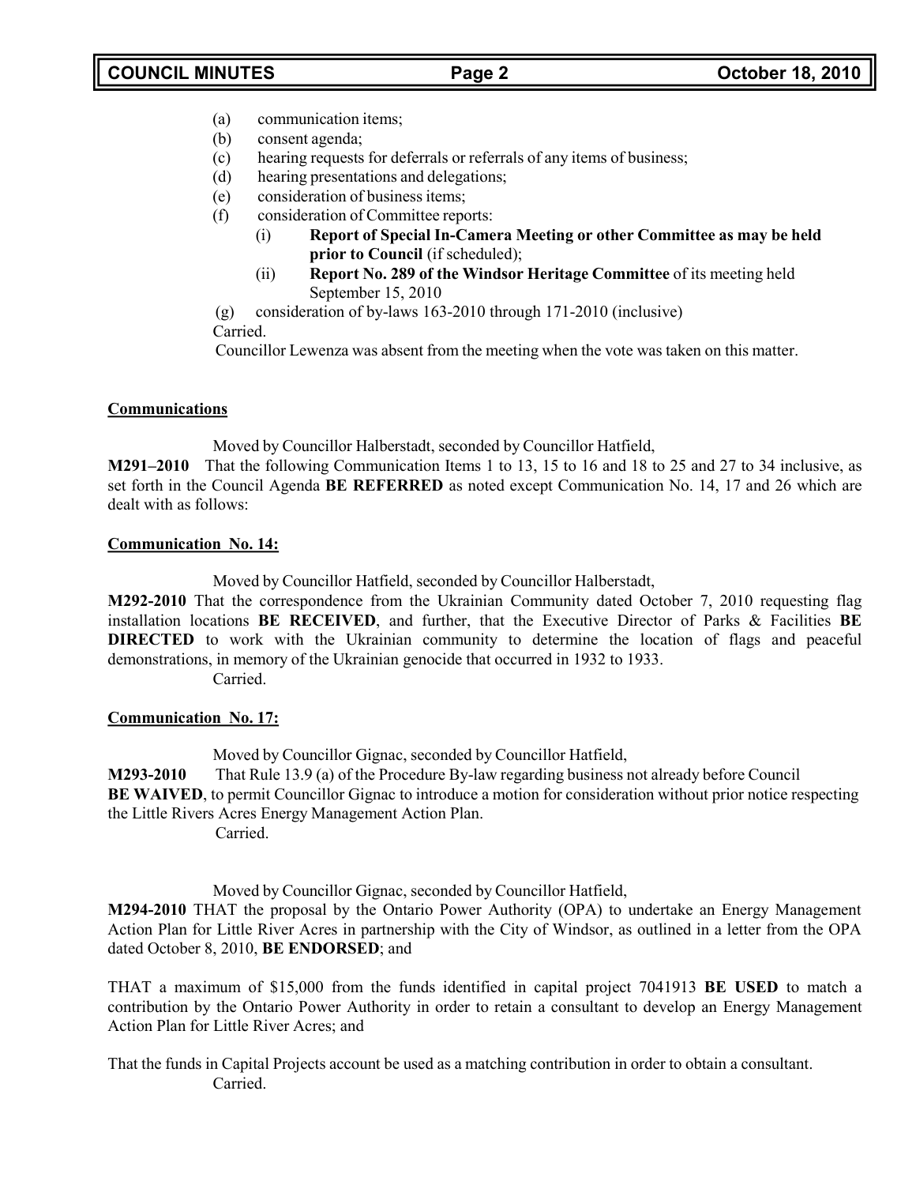(a) communication items;
(b) consent agenda;
(c) hearing requests for deferrals or referrals of any items of business;
(d) hearing presentations and delegations;
(e) consideration of business items;
(f) consideration of Committee reports:
    (i) **Report of Special In-Camera Meeting or other Committee as may be held prior to Council** (if scheduled);
    (ii) **Report No. 289 of the Windsor Heritage Committee** of its meeting held September 15, 2010
(g) consideration of by-laws 163-2010 through 171-2010 (inclusive)

Carried.

Councillor Lewenza was absent from the meeting when the vote was taken on this matter.

**Communications**

Moved by Councillor Halberstadt, seconded by Councillor Hatfield,

**M291–2010** That the following Communication Items 1 to 13, 15 to 16 and 18 to 25 and 27 to 34 inclusive, as set forth in the Council Agenda **BE REFERRED** as noted except Communication No. 14, 17 and 26 which are dealt with as follows:

**Communication No. 14:**

Moved by Councillor Hatfield, seconded by Councillor Halberstadt,

**M292-2010** That the correspondence from the Ukrainian Community dated October 7, 2010 requesting flag installation locations **BE RECEIVED**, and further, that the Executive Director of Parks & Facilities **BE DIRECTED** to work with the Ukrainian community to determine the location of flags and peaceful demonstrations, in memory of the Ukrainian genocide that occurred in 1932 to 1933.

Carried.

**Communication No. 17:**

Moved by Councillor Gignac, seconded by Councillor Hatfield,

**M293-2010** That Rule 13.9 (a) of the Procedure By-law regarding business not already before Council **BE WAIVED**, to permit Councillor Gignac to introduce a motion for consideration without prior notice respecting the Little Rivers Acres Energy Management Action Plan.

Carried.

Moved by Councillor Gignac, seconded by Councillor Hatfield,

**M294-2010** THAT the proposal by the Ontario Power Authority (OPA) to undertake an Energy Management Action Plan for Little River Acres in partnership with the City of Windsor, as outlined in a letter from the OPA dated October 8, 2010, **BE ENDORSED**; and

THAT a maximum of $15,000 from the funds identified in capital project 7041913 **BE USED** to match a contribution by the Ontario Power Authority in order to retain a consultant to develop an Energy Management Action Plan for Little River Acres; and

That the funds in Capital Projects account be used as a matching contribution in order to obtain a consultant.

Carried.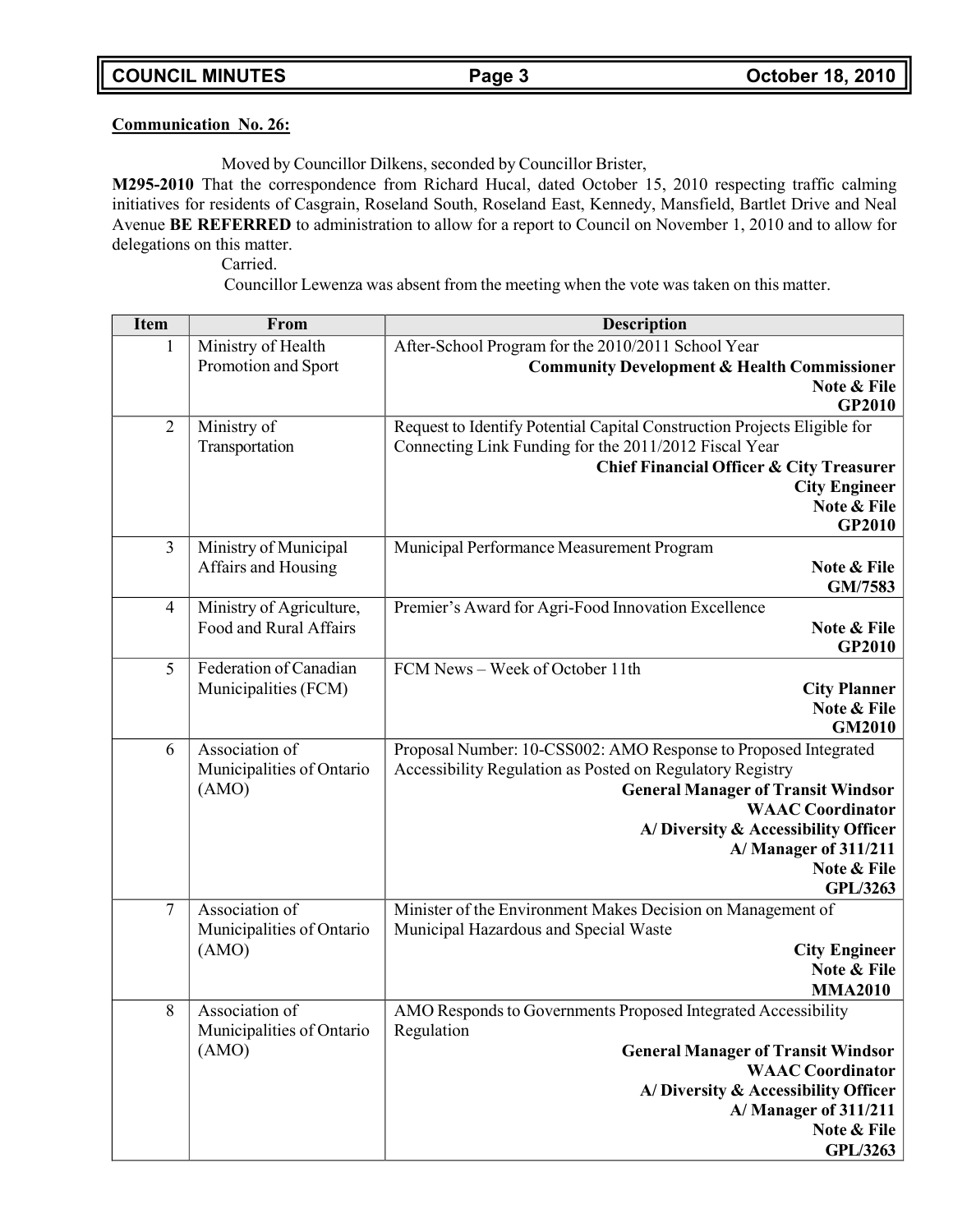**Communication No. 26:**

Moved by Councillor Dilkens, seconded by Councillor Brister,

**M295-2010** That the correspondence from Richard Hucal, dated October 15, 2010 respecting traffic calming initiatives for residents of Casgrain, Roseland South, Roseland East, Kennedy, Mansfield, Bartlet Drive and Neal Avenue **BE REFERRED** to administration to allow for a report to Council on November 1, 2010 and to allow for delegations on this matter.

Carried.

Councillor Lewenza was absent from the meeting when the vote was taken on this matter.

| Item | From | Description |
|---|---|---|
| 1 | Ministry of Health Promotion and Sport | After-School Program for the 2010/2011 School Year<br>**Community Development & Health Commissioner**<br>**Note & File**<br>**GP2010** |
| 2 | Ministry of Transportation | Request to Identify Potential Capital Construction Projects Eligible for Connecting Link Funding for the 2011/2012 Fiscal Year<br>**Chief Financial Officer & City Treasurer**<br>**City Engineer**<br>**Note & File**<br>**GP2010** |
| 3 | Ministry of Municipal Affairs and Housing | Municipal Performance Measurement Program<br>**Note & File**<br>**GM/7583** |
| 4 | Ministry of Agriculture, Food and Rural Affairs | Premier's Award for Agri-Food Innovation Excellence<br>**Note & File**<br>**GP2010** |
| 5 | Federation of Canadian Municipalities (FCM) | FCM News – Week of October 11th<br>**City Planner**<br>**Note & File**<br>**GM2010** |
| 6 | Association of Municipalities of Ontario (AMO) | Proposal Number: 10-CSS002: AMO Response to Proposed Integrated Accessibility Regulation as Posted on Regulatory Registry<br>**General Manager of Transit Windsor**<br>**WAAC Coordinator**<br>**A/ Diversity & Accessibility Officer**<br>**A/ Manager of 311/211**<br>**Note & File**<br>**GPL/3263** |
| 7 | Association of Municipalities of Ontario (AMO) | Minister of the Environment Makes Decision on Management of Municipal Hazardous and Special Waste<br>**City Engineer**<br>**Note & File**<br>**MMA2010** |
| 8 | Association of Municipalities of Ontario (AMO) | AMO Responds to Governments Proposed Integrated Accessibility Regulation<br>**General Manager of Transit Windsor**<br>**WAAC Coordinator**<br>**A/ Diversity & Accessibility Officer**<br>**A/ Manager of 311/211**<br>**Note & File**<br>**GPL/3263** |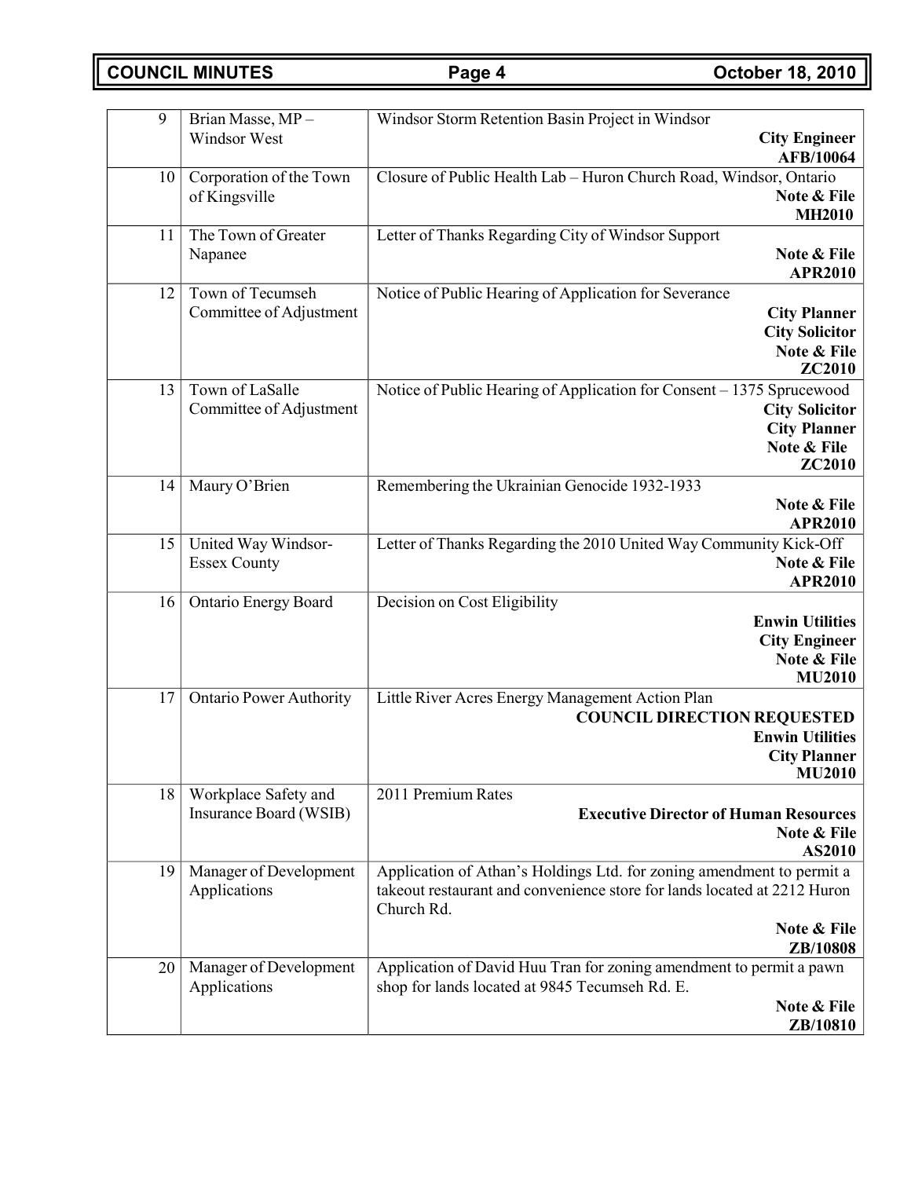| 9 | Brian Masse, MP – Windsor West | Windsor Storm Retention Basin Project in Windsor<br>**City Engineer**<br>**AFB/10064** |
|---|---|---|
| 10 | Corporation of the Town of Kingsville | Closure of Public Health Lab – Huron Church Road, Windsor, Ontario<br>**Note & File**<br>**MH2010** |
| 11 | The Town of Greater Napanee | Letter of Thanks Regarding City of Windsor Support<br>**Note & File**<br>**APR2010** |
| 12 | Town of Tecumseh Committee of Adjustment | Notice of Public Hearing of Application for Severance<br>**City Planner**<br>**City Solicitor**<br>**Note & File**<br>**ZC2010** |
| 13 | Town of LaSalle Committee of Adjustment | Notice of Public Hearing of Application for Consent – 1375 Sprucewood<br>**City Solicitor**<br>**City Planner**<br>**Note & File**<br>**ZC2010** |
| 14 | Maury O'Brien | Remembering the Ukrainian Genocide 1932-1933<br>**Note & File**<br>**APR2010** |
| 15 | United Way Windsor-Essex County | Letter of Thanks Regarding the 2010 United Way Community Kick-Off<br>**Note & File**<br>**APR2010** |
| 16 | Ontario Energy Board | Decision on Cost Eligibility<br>**Enwin Utilities**<br>**City Engineer**<br>**Note & File**<br>**MU2010** |
| 17 | Ontario Power Authority | Little River Acres Energy Management Action Plan<br>**COUNCIL DIRECTION REQUESTED**<br>**Enwin Utilities**<br>**City Planner**<br>**MU2010** |
| 18 | Workplace Safety and Insurance Board (WSIB) | 2011 Premium Rates<br>**Executive Director of Human Resources**<br>**Note & File**<br>**AS2010** |
| 19 | Manager of Development Applications | Application of Athan's Holdings Ltd. for zoning amendment to permit a takeout restaurant and convenience store for lands located at 2212 Huron Church Rd.<br>**Note & File**<br>**ZB/10808** |
| 20 | Manager of Development Applications | Application of David Huu Tran for zoning amendment to permit a pawn shop for lands located at 9845 Tecumseh Rd. E.<br>**Note & File**<br>**ZB/10810** |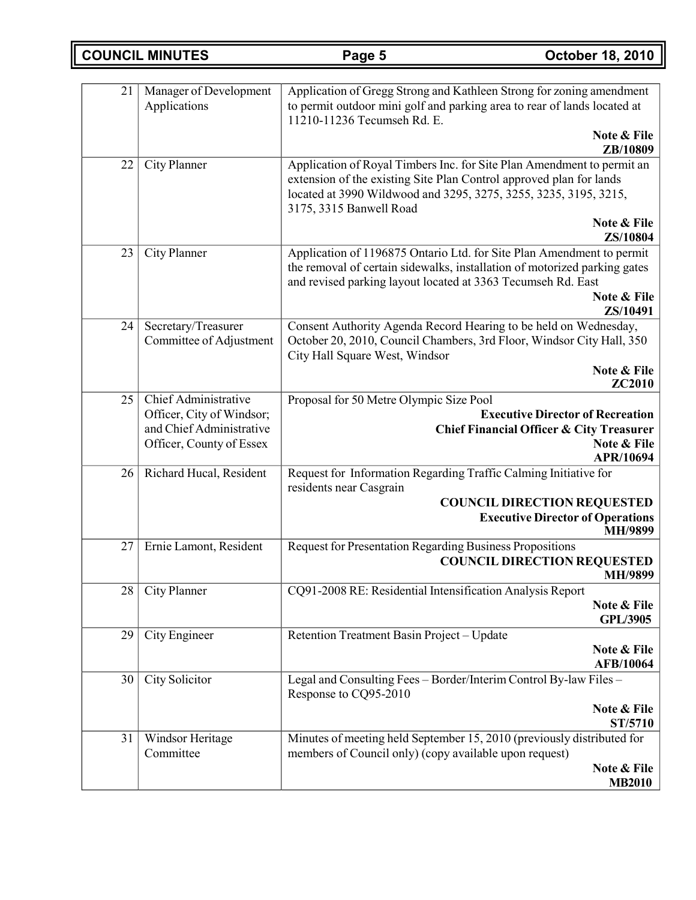| | | |
|---|---|---|
| 21 | Manager of Development Applications | Application of Gregg Strong and Kathleen Strong for zoning amendment to permit outdoor mini golf and parking area to rear of lands located at 11210-11236 Tecumseh Rd. E.<br>**Note & File**<br>**ZB/10809** |
| 22 | City Planner | Application of Royal Timbers Inc. for Site Plan Amendment to permit an extension of the existing Site Plan Control approved plan for lands located at 3990 Wildwood and 3295, 3275, 3255, 3235, 3195, 3215, 3175, 3315 Banwell Road<br>**Note & File**<br>**ZS/10804** |
| 23 | City Planner | Application of 1196875 Ontario Ltd. for Site Plan Amendment to permit the removal of certain sidewalks, installation of motorized parking gates and revised parking layout located at 3363 Tecumseh Rd. East<br>**Note & File**<br>**ZS/10491** |
| 24 | Secretary/Treasurer Committee of Adjustment | Consent Authority Agenda Record Hearing to be held on Wednesday, October 20, 2010, Council Chambers, 3rd Floor, Windsor City Hall, 350 City Hall Square West, Windsor<br>**Note & File**<br>**ZC2010** |
| 25 | Chief Administrative Officer, City of Windsor; and Chief Administrative Officer, County of Essex | Proposal for 50 Metre Olympic Size Pool<br>**Executive Director of Recreation**<br>**Chief Financial Officer & City Treasurer**<br>**Note & File**<br>**APR/10694** |
| 26 | Richard Hucal, Resident | Request for Information Regarding Traffic Calming Initiative for residents near Casgrain<br>**COUNCIL DIRECTION REQUESTED**<br>**Executive Director of Operations**<br>**MH/9899** |
| 27 | Ernie Lamont, Resident | Request for Presentation Regarding Business Propositions<br>**COUNCIL DIRECTION REQUESTED**<br>**MH/9899** |
| 28 | City Planner | CQ91-2008 RE: Residential Intensification Analysis Report<br>**Note & File**<br>**GPL/3905** |
| 29 | City Engineer | Retention Treatment Basin Project – Update<br>**Note & File**<br>**AFB/10064** |
| 30 | City Solicitor | Legal and Consulting Fees – Border/Interim Control By-law Files – Response to CQ95-2010<br>**Note & File**<br>**ST/5710** |
| 31 | Windsor Heritage Committee | Minutes of meeting held September 15, 2010 (previously distributed for members of Council only) (copy available upon request)<br>**Note & File**<br>**MB2010** |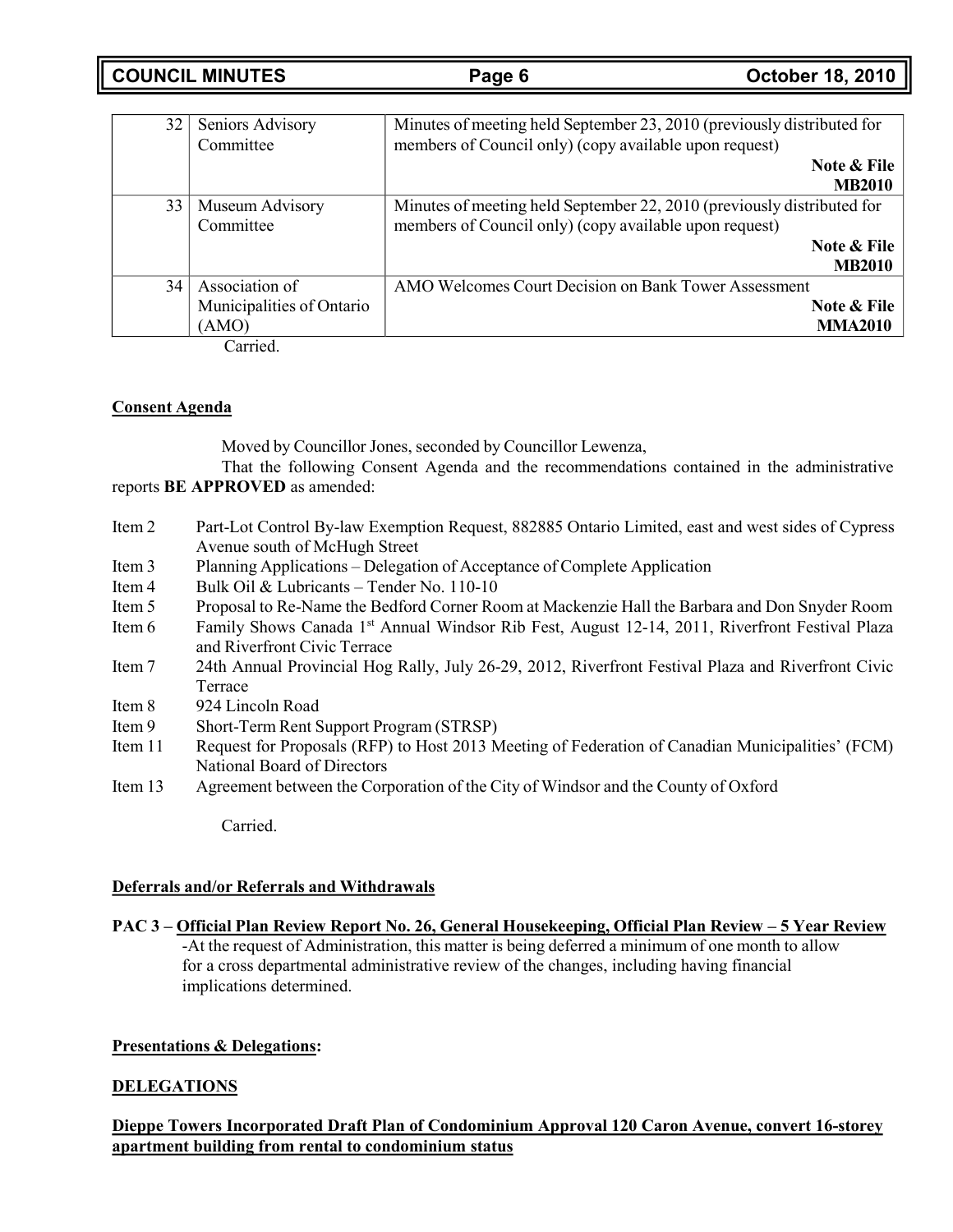| | | |
|---|---|---|
| 32 | Seniors Advisory Committee | Minutes of meeting held September 23, 2010 (previously distributed for members of Council only) (copy available upon request) **Note & File** **MB2010** |
| 33 | Museum Advisory Committee | Minutes of meeting held September 22, 2010 (previously distributed for members of Council only) (copy available upon request) **Note & File** **MB2010** |
| 34 | Association of Municipalities of Ontario (AMO) | AMO Welcomes Court Decision on Bank Tower Assessment **Note & File** **MMA2010** |

Carried.

**Consent Agenda**

Moved by Councillor Jones, seconded by Councillor Lewenza,

That the following Consent Agenda and the recommendations contained in the administrative reports **BE APPROVED** as amended:

- Item 2 Part-Lot Control By-law Exemption Request, 882885 Ontario Limited, east and west sides of Cypress Avenue south of McHugh Street
- Item 3 Planning Applications – Delegation of Acceptance of Complete Application
- Item 4 Bulk Oil & Lubricants – Tender No. 110-10
- Item 5 Proposal to Re-Name the Bedford Corner Room at Mackenzie Hall the Barbara and Don Snyder Room
- Item 6 Family Shows Canada 1st Annual Windsor Rib Fest, August 12-14, 2011, Riverfront Festival Plaza and Riverfront Civic Terrace
- Item 7 24th Annual Provincial Hog Rally, July 26-29, 2012, Riverfront Festival Plaza and Riverfront Civic Terrace
- Item 8 924 Lincoln Road
- Item 9 Short-Term Rent Support Program (STRSP)
- Item 11 Request for Proposals (RFP) to Host 2013 Meeting of Federation of Canadian Municipalities' (FCM) National Board of Directors
- Item 13 Agreement between the Corporation of the City of Windsor and the County of Oxford

Carried.

**Deferrals and/or Referrals and Withdrawals**

**PAC 3 – Official Plan Review Report No. 26, General Housekeeping, Official Plan Review – 5 Year Review**

-At the request of Administration, this matter is being deferred a minimum of one month to allow for a cross departmental administrative review of the changes, including having financial implications determined.

**Presentations & Delegations:**

**DELEGATIONS**

**Dieppe Towers Incorporated Draft Plan of Condominium Approval 120 Caron Avenue, convert 16-storey apartment building from rental to condominium status**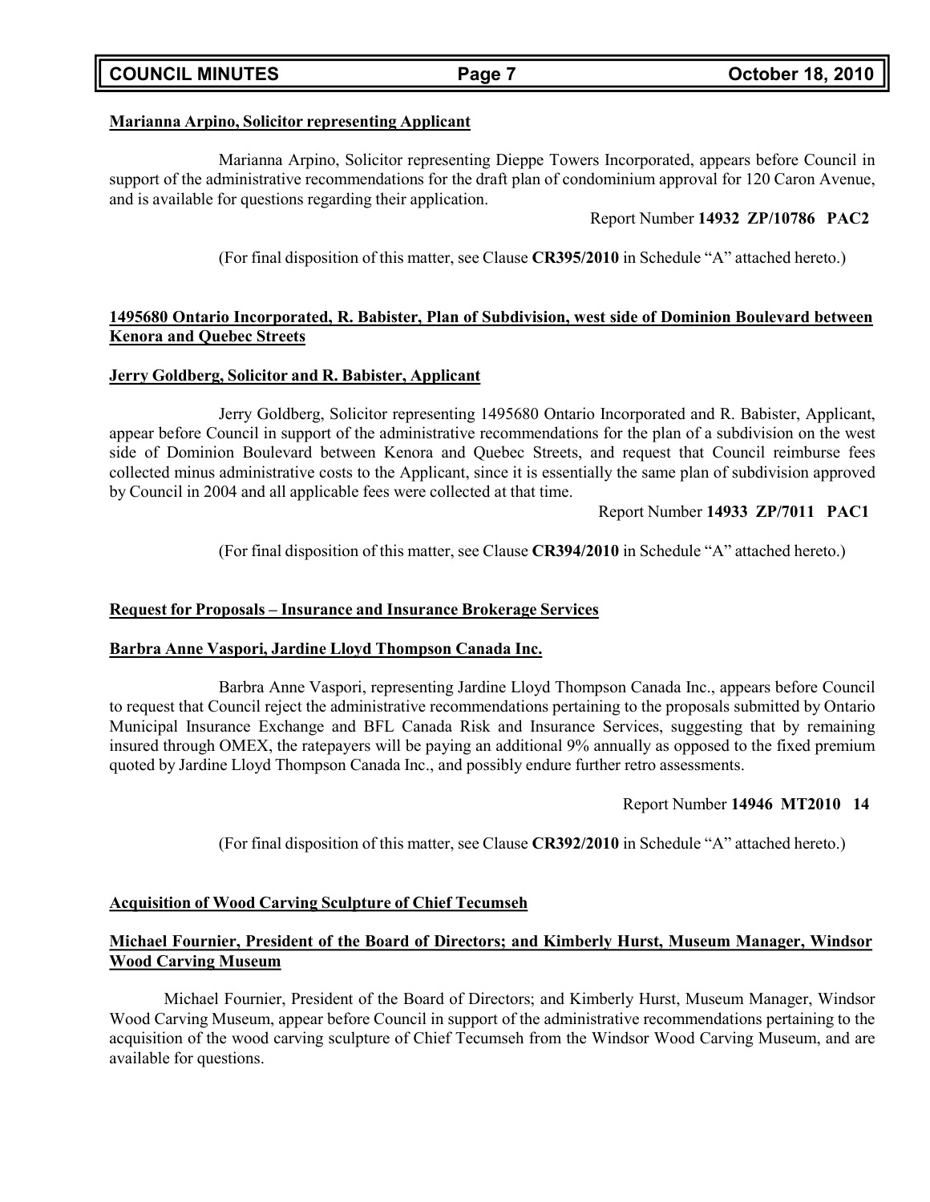**Marianna Arpino, Solicitor representing Applicant**

Marianna Arpino, Solicitor representing Dieppe Towers Incorporated, appears before Council in support of the administrative recommendations for the draft plan of condominium approval for 120 Caron Avenue, and is available for questions regarding their application.

Report Number **14932 ZP/10786 PAC2**

(For final disposition of this matter, see Clause **CR395/2010** in Schedule "A" attached hereto.)

**1495680 Ontario Incorporated, R. Babister, Plan of Subdivision, west side of Dominion Boulevard between Kenora and Quebec Streets**

**Jerry Goldberg, Solicitor and R. Babister, Applicant**

Jerry Goldberg, Solicitor representing 1495680 Ontario Incorporated and R. Babister, Applicant, appear before Council in support of the administrative recommendations for the plan of a subdivision on the west side of Dominion Boulevard between Kenora and Quebec Streets, and request that Council reimburse fees collected minus administrative costs to the Applicant, since it is essentially the same plan of subdivision approved by Council in 2004 and all applicable fees were collected at that time.

Report Number **14933 ZP/7011 PAC1**

(For final disposition of this matter, see Clause **CR394/2010** in Schedule "A" attached hereto.)

**Request for Proposals – Insurance and Insurance Brokerage Services**

**Barbra Anne Vaspori, Jardine Lloyd Thompson Canada Inc.**

Barbra Anne Vaspori, representing Jardine Lloyd Thompson Canada Inc., appears before Council to request that Council reject the administrative recommendations pertaining to the proposals submitted by Ontario Municipal Insurance Exchange and BFL Canada Risk and Insurance Services, suggesting that by remaining insured through OMEX, the ratepayers will be paying an additional 9% annually as opposed to the fixed premium quoted by Jardine Lloyd Thompson Canada Inc., and possibly endure further retro assessments.

Report Number **14946 MT2010 14**

(For final disposition of this matter, see Clause **CR392/2010** in Schedule "A" attached hereto.)

**Acquisition of Wood Carving Sculpture of Chief Tecumseh**

**Michael Fournier, President of the Board of Directors; and Kimberly Hurst, Museum Manager, Windsor Wood Carving Museum**

Michael Fournier, President of the Board of Directors; and Kimberly Hurst, Museum Manager, Windsor Wood Carving Museum, appear before Council in support of the administrative recommendations pertaining to the acquisition of the wood carving sculpture of Chief Tecumseh from the Windsor Wood Carving Museum, and are available for questions.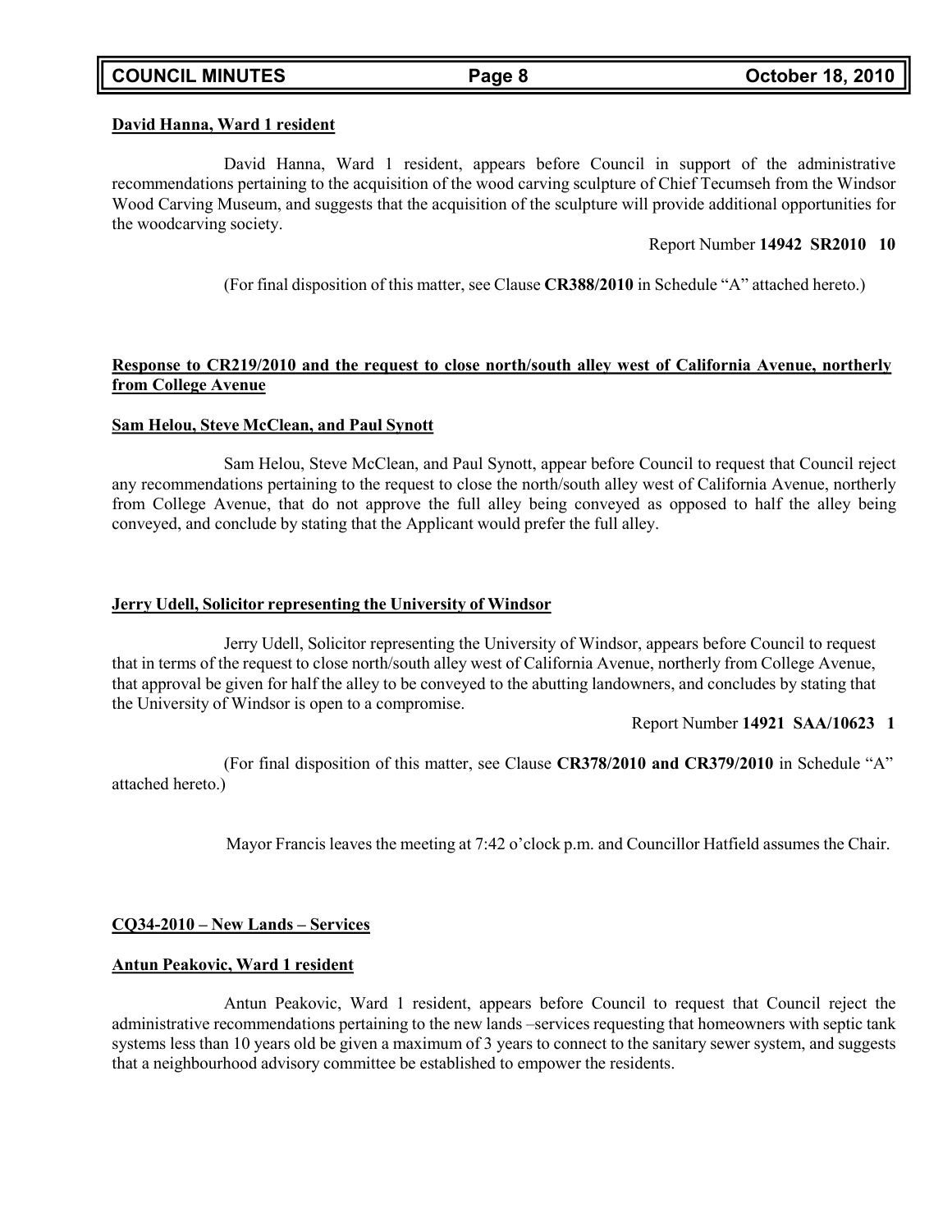**David Hanna, Ward 1 resident**

David Hanna, Ward 1 resident, appears before Council in support of the administrative recommendations pertaining to the acquisition of the wood carving sculpture of Chief Tecumseh from the Windsor Wood Carving Museum, and suggests that the acquisition of the sculpture will provide additional opportunities for the woodcarving society.

Report Number **14942 SR2010 10**

(For final disposition of this matter, see Clause **CR388/2010** in Schedule "A" attached hereto.)

**Response to CR219/2010 and the request to close north/south alley west of California Avenue, northerly from College Avenue**

**Sam Helou, Steve McClean, and Paul Synott**

Sam Helou, Steve McClean, and Paul Synott, appear before Council to request that Council reject any recommendations pertaining to the request to close the north/south alley west of California Avenue, northerly from College Avenue, that do not approve the full alley being conveyed as opposed to half the alley being conveyed, and conclude by stating that the Applicant would prefer the full alley.

**Jerry Udell, Solicitor representing the University of Windsor**

Jerry Udell, Solicitor representing the University of Windsor, appears before Council to request that in terms of the request to close north/south alley west of California Avenue, northerly from College Avenue, that approval be given for half the alley to be conveyed to the abutting landowners, and concludes by stating that the University of Windsor is open to a compromise.

Report Number **14921 SAA/10623 1**

(For final disposition of this matter, see Clause **CR378/2010 and CR379/2010** in Schedule "A" attached hereto.)

Mayor Francis leaves the meeting at 7:42 o'clock p.m. and Councillor Hatfield assumes the Chair.

**CQ34-2010 – New Lands – Services**

**Antun Peakovic, Ward 1 resident**

Antun Peakovic, Ward 1 resident, appears before Council to request that Council reject the administrative recommendations pertaining to the new lands –services requesting that homeowners with septic tank systems less than 10 years old be given a maximum of 3 years to connect to the sanitary sewer system, and suggests that a neighbourhood advisory committee be established to empower the residents.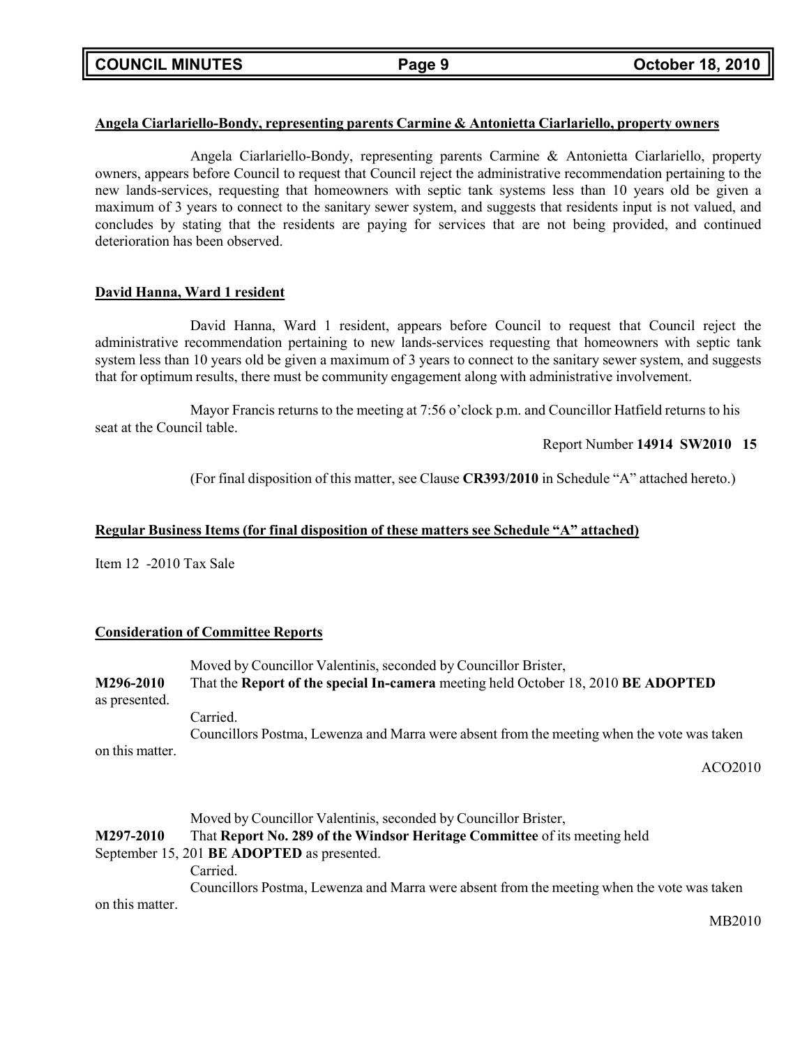**Angela Ciarlariello-Bondy, representing parents Carmine & Antonietta Ciarlariello, property owners**

Angela Ciarlariello-Bondy, representing parents Carmine & Antonietta Ciarlariello, property owners, appears before Council to request that Council reject the administrative recommendation pertaining to the new lands-services, requesting that homeowners with septic tank systems less than 10 years old be given a maximum of 3 years to connect to the sanitary sewer system, and suggests that residents input is not valued, and concludes by stating that the residents are paying for services that are not being provided, and continued deterioration has been observed.

**David Hanna, Ward 1 resident**

David Hanna, Ward 1 resident, appears before Council to request that Council reject the administrative recommendation pertaining to new lands-services requesting that homeowners with septic tank system less than 10 years old be given a maximum of 3 years to connect to the sanitary sewer system, and suggests that for optimum results, there must be community engagement along with administrative involvement.

Mayor Francis returns to the meeting at 7:56 o'clock p.m. and Councillor Hatfield returns to his seat at the Council table.

Report Number **14914 SW2010 15**

(For final disposition of this matter, see Clause **CR393/2010** in Schedule "A" attached hereto.)

**Regular Business Items (for final disposition of these matters see Schedule "A" attached)**

Item 12 -2010 Tax Sale

**Consideration of Committee Reports**

Moved by Councillor Valentinis, seconded by Councillor Brister,

**M296-2010** That the **Report of the special In-camera** meeting held October 18, 2010 **BE ADOPTED** as presented.

Carried.

Councillors Postma, Lewenza and Marra were absent from the meeting when the vote was taken on this matter.

ACO2010

Moved by Councillor Valentinis, seconded by Councillor Brister,

**M297-2010** That **Report No. 289 of the Windsor Heritage Committee** of its meeting held September 15, 201 **BE ADOPTED** as presented.

Carried.

Councillors Postma, Lewenza and Marra were absent from the meeting when the vote was taken on this matter.

MB2010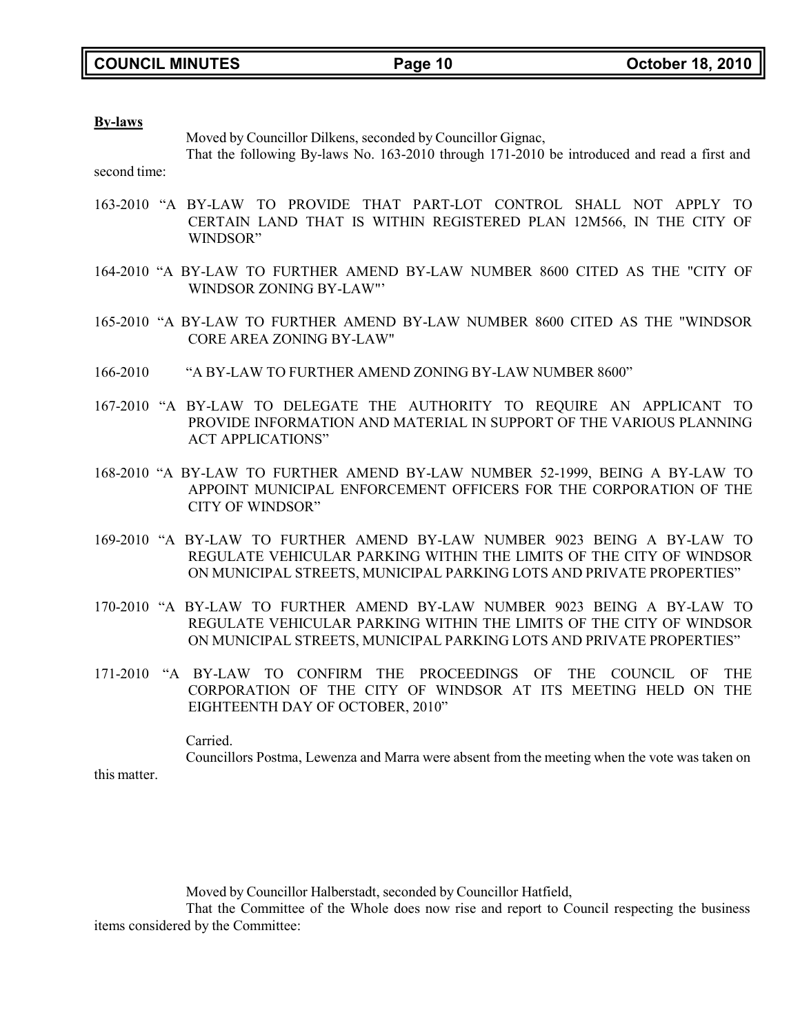**By-laws**

Moved by Councillor Dilkens, seconded by Councillor Gignac,

That the following By-laws No. 163-2010 through 171-2010 be introduced and read a first and second time:

163-2010 "A BY-LAW TO PROVIDE THAT PART-LOT CONTROL SHALL NOT APPLY TO CERTAIN LAND THAT IS WITHIN REGISTERED PLAN 12M566, IN THE CITY OF WINDSOR"

164-2010 "A BY-LAW TO FURTHER AMEND BY-LAW NUMBER 8600 CITED AS THE "CITY OF WINDSOR ZONING BY-LAW"'

165-2010 "A BY-LAW TO FURTHER AMEND BY-LAW NUMBER 8600 CITED AS THE "WINDSOR CORE AREA ZONING BY-LAW"

166-2010 "A BY-LAW TO FURTHER AMEND ZONING BY-LAW NUMBER 8600"

167-2010 "A BY-LAW TO DELEGATE THE AUTHORITY TO REQUIRE AN APPLICANT TO PROVIDE INFORMATION AND MATERIAL IN SUPPORT OF THE VARIOUS PLANNING ACT APPLICATIONS"

168-2010 "A BY-LAW TO FURTHER AMEND BY-LAW NUMBER 52-1999, BEING A BY-LAW TO APPOINT MUNICIPAL ENFORCEMENT OFFICERS FOR THE CORPORATION OF THE CITY OF WINDSOR"

169-2010 "A BY-LAW TO FURTHER AMEND BY-LAW NUMBER 9023 BEING A BY-LAW TO REGULATE VEHICULAR PARKING WITHIN THE LIMITS OF THE CITY OF WINDSOR ON MUNICIPAL STREETS, MUNICIPAL PARKING LOTS AND PRIVATE PROPERTIES"

170-2010 "A BY-LAW TO FURTHER AMEND BY-LAW NUMBER 9023 BEING A BY-LAW TO REGULATE VEHICULAR PARKING WITHIN THE LIMITS OF THE CITY OF WINDSOR ON MUNICIPAL STREETS, MUNICIPAL PARKING LOTS AND PRIVATE PROPERTIES"

171-2010 "A BY-LAW TO CONFIRM THE PROCEEDINGS OF THE COUNCIL OF THE CORPORATION OF THE CITY OF WINDSOR AT ITS MEETING HELD ON THE EIGHTEENTH DAY OF OCTOBER, 2010"

Carried.

Councillors Postma, Lewenza and Marra were absent from the meeting when the vote was taken on this matter.

Moved by Councillor Halberstadt, seconded by Councillor Hatfield,

That the Committee of the Whole does now rise and report to Council respecting the business items considered by the Committee: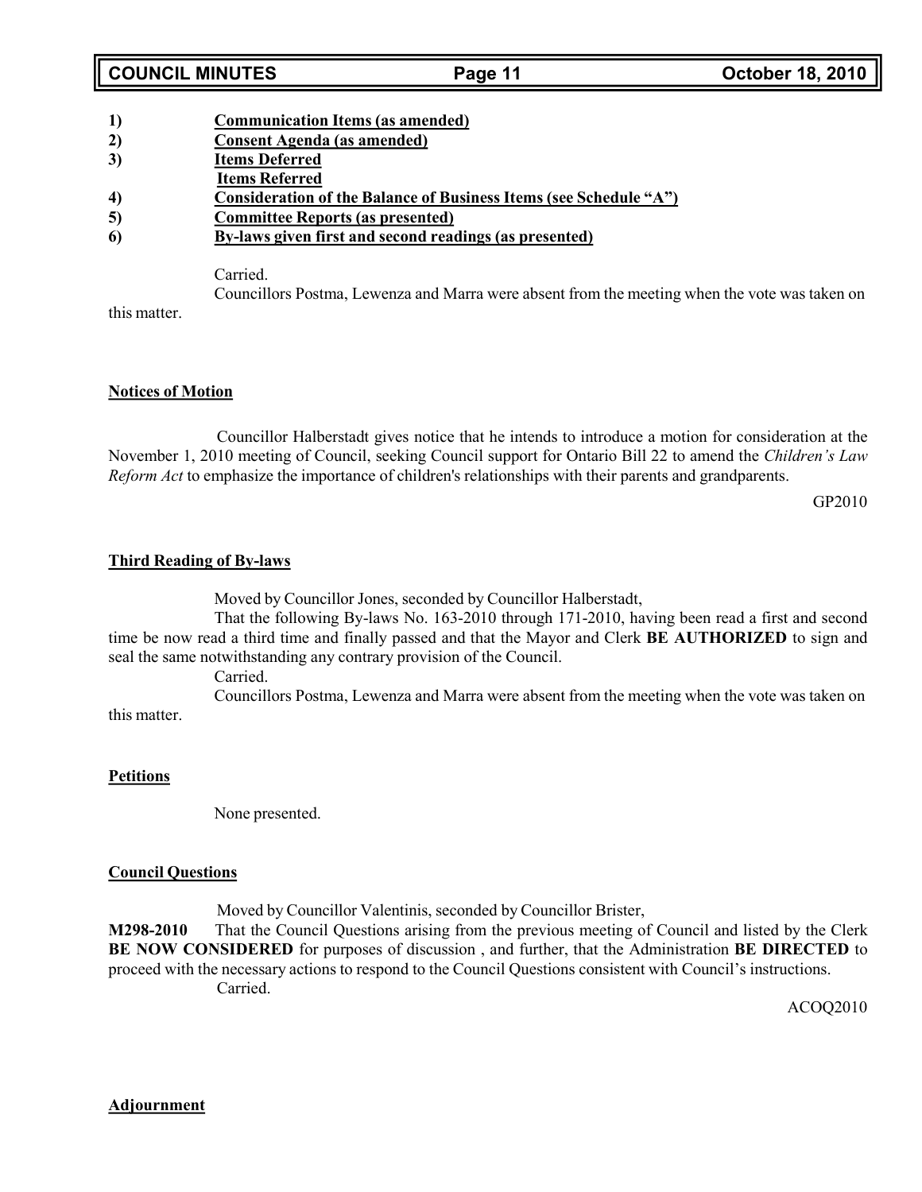1) **Communication Items (as amended)**
2) **Consent Agenda (as amended)**
3) **Items Deferred**
**Items Referred**
4) **Consideration of the Balance of Business Items (see Schedule "A")**
5) **Committee Reports (as presented)**
6) **By-laws given first and second readings (as presented)**

Carried.

Councillors Postma, Lewenza and Marra were absent from the meeting when the vote was taken on this matter.

**Notices of Motion**

Councillor Halberstadt gives notice that he intends to introduce a motion for consideration at the November 1, 2010 meeting of Council, seeking Council support for Ontario Bill 22 to amend the *Children's Law Reform Act* to emphasize the importance of children's relationships with their parents and grandparents.

GP2010

**Third Reading of By-laws**

Moved by Councillor Jones, seconded by Councillor Halberstadt,

That the following By-laws No. 163-2010 through 171-2010, having been read a first and second time be now read a third time and finally passed and that the Mayor and Clerk **BE AUTHORIZED** to sign and seal the same notwithstanding any contrary provision of the Council.

Carried.

Councillors Postma, Lewenza and Marra were absent from the meeting when the vote was taken on this matter.

**Petitions**

None presented.

**Council Questions**

Moved by Councillor Valentinis, seconded by Councillor Brister,

**M298-2010** That the Council Questions arising from the previous meeting of Council and listed by the Clerk **BE NOW CONSIDERED** for purposes of discussion , and further, that the Administration **BE DIRECTED** to proceed with the necessary actions to respond to the Council Questions consistent with Council's instructions.

Carried.

ACOQ2010

**Adjournment**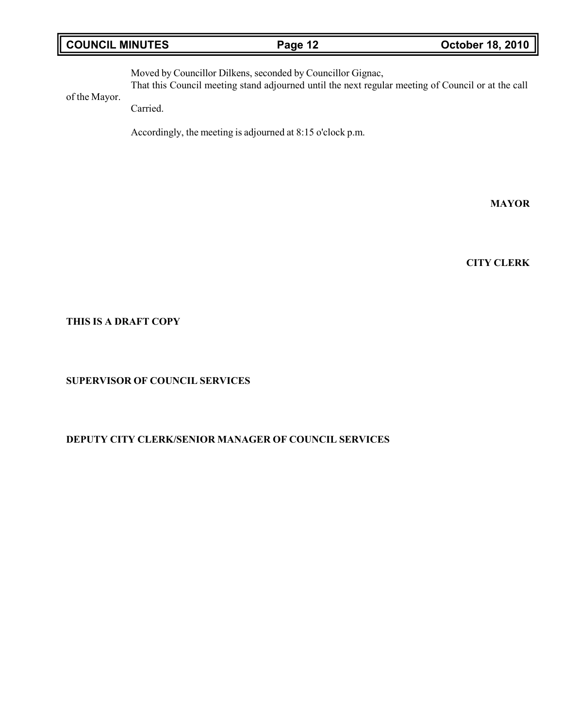Moved by Councillor Dilkens, seconded by Councillor Gignac,

That this Council meeting stand adjourned until the next regular meeting of Council or at the call of the Mayor.

Carried.

Accordingly, the meeting is adjourned at 8:15 o'clock p.m.

**MAYOR**

**CITY CLERK**

**THIS IS A DRAFT COPY**

**SUPERVISOR OF COUNCIL SERVICES**

**DEPUTY CITY CLERK/SENIOR MANAGER OF COUNCIL SERVICES**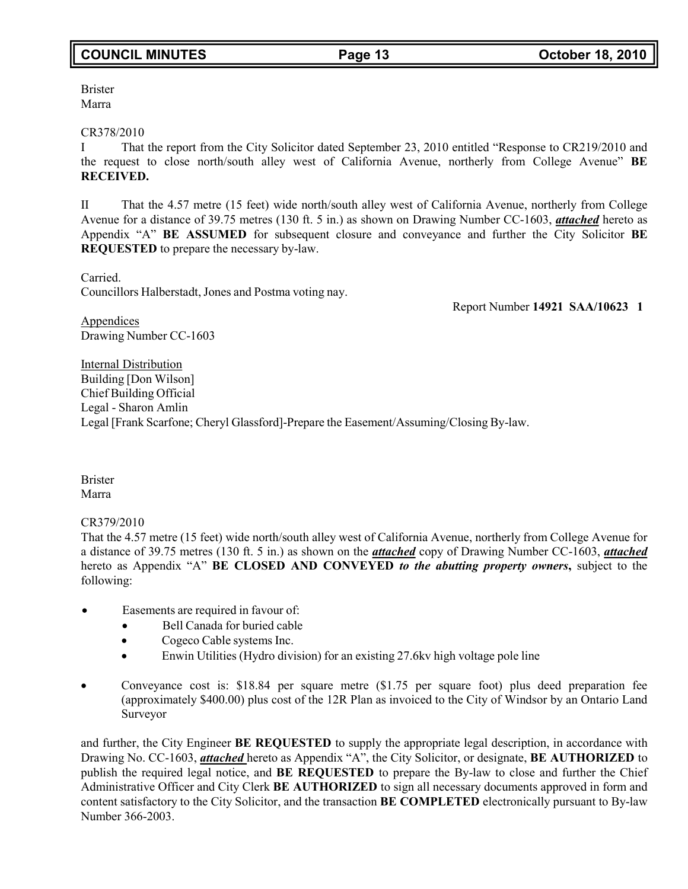Brister
Marra

CR378/2010

I That the report from the City Solicitor dated September 23, 2010 entitled "Response to CR219/2010 and the request to close north/south alley west of California Avenue, northerly from College Avenue" **BE RECEIVED.**

II That the 4.57 metre (15 feet) wide north/south alley west of California Avenue, northerly from College Avenue for a distance of 39.75 metres (130 ft. 5 in.) as shown on Drawing Number CC-1603, ***attached*** hereto as Appendix "A" **BE ASSUMED** for subsequent closure and conveyance and further the City Solicitor **BE REQUESTED** to prepare the necessary by-law.

Carried.
Councillors Halberstadt, Jones and Postma voting nay.

Report Number **14921 SAA/10623 1**

Appendices
Drawing Number CC-1603

Internal Distribution
Building [Don Wilson]
Chief Building Official
Legal - Sharon Amlin
Legal [Frank Scarfone; Cheryl Glassford]-Prepare the Easement/Assuming/Closing By-law.

Brister
Marra

CR379/2010

That the 4.57 metre (15 feet) wide north/south alley west of California Avenue, northerly from College Avenue for a distance of 39.75 metres (130 ft. 5 in.) as shown on the ***attached*** copy of Drawing Number CC-1603, ***attached*** hereto as Appendix "A" **BE CLOSED AND CONVEYED** ***to the abutting property owners*****,** subject to the following:

- Easements are required in favour of:
  - Bell Canada for buried cable
  - Cogeco Cable systems Inc.
  - Enwin Utilities (Hydro division) for an existing 27.6kv high voltage pole line
- Conveyance cost is: $18.84 per square metre ($1.75 per square foot) plus deed preparation fee (approximately $400.00) plus cost of the 12R Plan as invoiced to the City of Windsor by an Ontario Land Surveyor

and further, the City Engineer **BE REQUESTED** to supply the appropriate legal description, in accordance with Drawing No. CC-1603, ***attached*** hereto as Appendix "A", the City Solicitor, or designate, **BE AUTHORIZED** to publish the required legal notice, and **BE REQUESTED** to prepare the By-law to close and further the Chief Administrative Officer and City Clerk **BE AUTHORIZED** to sign all necessary documents approved in form and content satisfactory to the City Solicitor, and the transaction **BE COMPLETED** electronically pursuant to By-law Number 366-2003.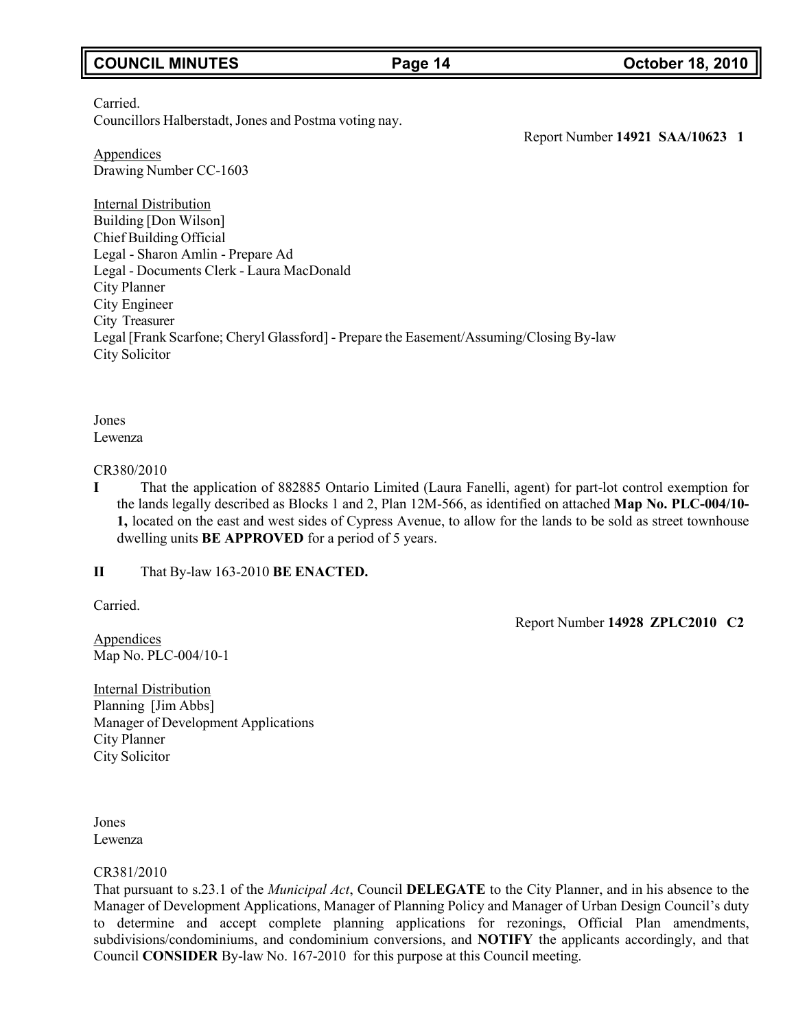Carried.
Councillors Halberstadt, Jones and Postma voting nay.

Report Number **14921 SAA/10623 1**

Appendices
Drawing Number CC-1603

Internal Distribution
Building [Don Wilson]
Chief Building Official
Legal - Sharon Amlin - Prepare Ad
Legal - Documents Clerk - Laura MacDonald
City Planner
City Engineer
City Treasurer
Legal [Frank Scarfone; Cheryl Glassford] - Prepare the Easement/Assuming/Closing By-law
City Solicitor

Jones
Lewenza

CR380/2010

**I** That the application of 882885 Ontario Limited (Laura Fanelli, agent) for part-lot control exemption for the lands legally described as Blocks 1 and 2, Plan 12M-566, as identified on attached **Map No. PLC-004/10-1,** located on the east and west sides of Cypress Avenue, to allow for the lands to be sold as street townhouse dwelling units **BE APPROVED** for a period of 5 years.

**II** That By-law 163-2010 **BE ENACTED.**

Carried.

Report Number **14928 ZPLC2010 C2**

Appendices
Map No. PLC-004/10-1

Internal Distribution
Planning [Jim Abbs]
Manager of Development Applications
City Planner
City Solicitor

Jones
Lewenza

CR381/2010

That pursuant to s.23.1 of the *Municipal Act*, Council **DELEGATE** to the City Planner, and in his absence to the Manager of Development Applications, Manager of Planning Policy and Manager of Urban Design Council's duty to determine and accept complete planning applications for rezonings, Official Plan amendments, subdivisions/condominiums, and condominium conversions, and **NOTIFY** the applicants accordingly, and that Council **CONSIDER** By-law No. 167-2010 for this purpose at this Council meeting.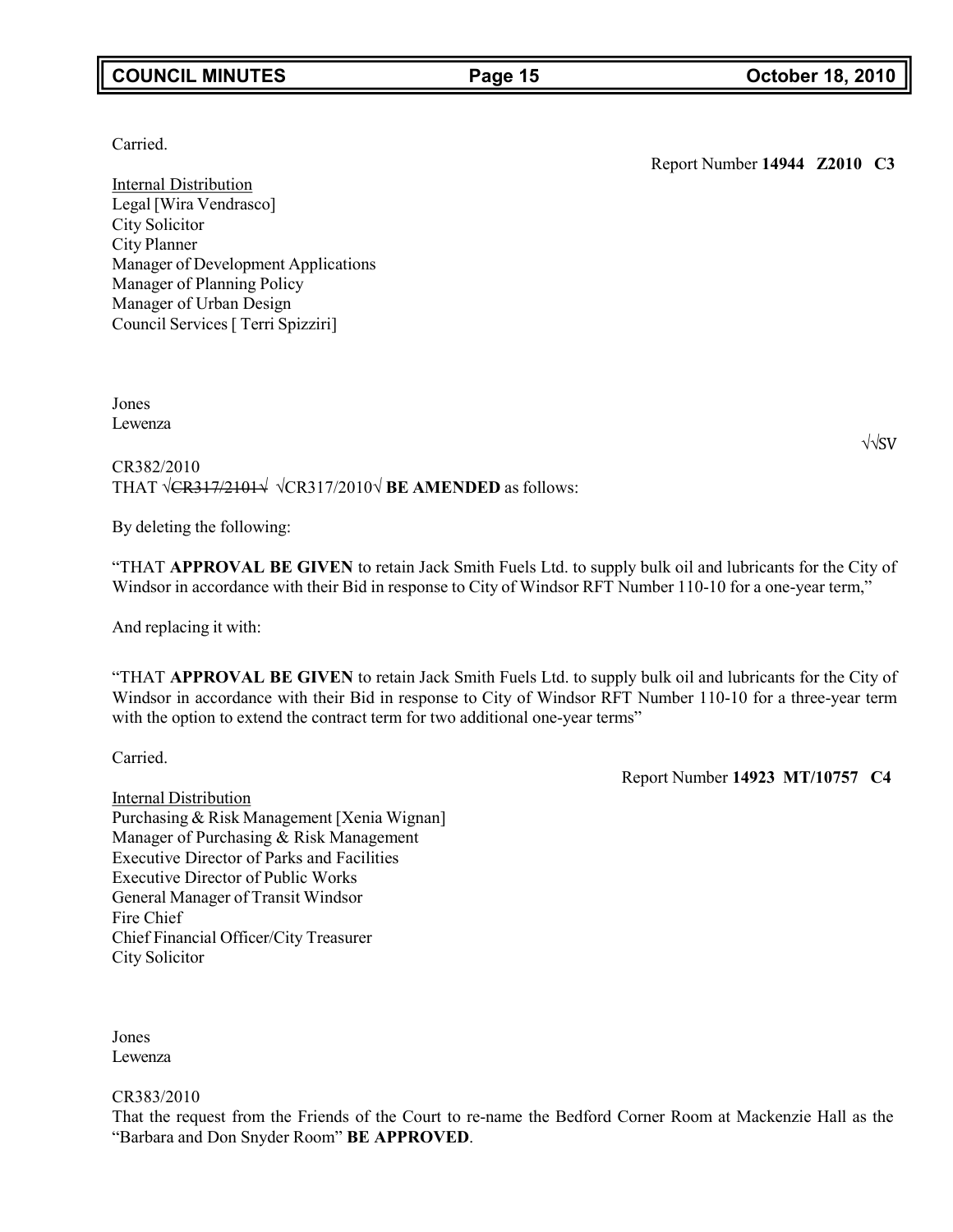Carried.

Report Number **14944 Z2010 C3**

Internal Distribution
Legal [Wira Vendrasco]
City Solicitor
City Planner
Manager of Development Applications
Manager of Planning Policy
Manager of Urban Design
Council Services [ Terri Spizziri]

Jones
Lewenza

√√SV

CR382/2010
THAT √~~CR317/2101~~√ √CR317/2010√ **BE AMENDED** as follows:

By deleting the following:

"THAT **APPROVAL BE GIVEN** to retain Jack Smith Fuels Ltd. to supply bulk oil and lubricants for the City of Windsor in accordance with their Bid in response to City of Windsor RFT Number 110-10 for a one-year term,"

And replacing it with:

"THAT **APPROVAL BE GIVEN** to retain Jack Smith Fuels Ltd. to supply bulk oil and lubricants for the City of Windsor in accordance with their Bid in response to City of Windsor RFT Number 110-10 for a three-year term with the option to extend the contract term for two additional one-year terms"

Carried.

Report Number **14923 MT/10757 C4**

Internal Distribution
Purchasing & Risk Management [Xenia Wignan]
Manager of Purchasing & Risk Management
Executive Director of Parks and Facilities
Executive Director of Public Works
General Manager of Transit Windsor
Fire Chief
Chief Financial Officer/City Treasurer
City Solicitor

Jones
Lewenza

CR383/2010
That the request from the Friends of the Court to re-name the Bedford Corner Room at Mackenzie Hall as the "Barbara and Don Snyder Room" **BE APPROVED**.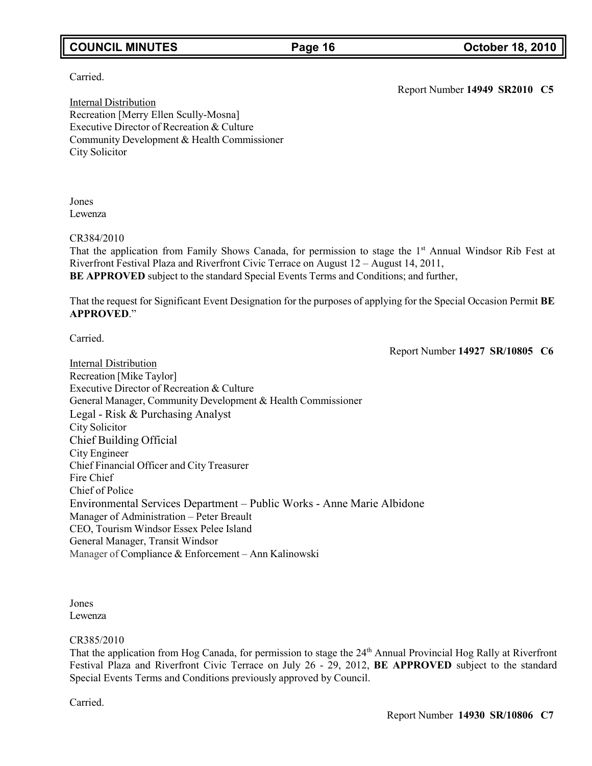Carried.

Report Number **14949 SR2010 C5**

Internal Distribution
Recreation [Merry Ellen Scully-Mosna]
Executive Director of Recreation & Culture
Community Development & Health Commissioner
City Solicitor

Jones
Lewenza

CR384/2010
That the application from Family Shows Canada, for permission to stage the 1st Annual Windsor Rib Fest at Riverfront Festival Plaza and Riverfront Civic Terrace on August 12 – August 14, 2011, **BE APPROVED** subject to the standard Special Events Terms and Conditions; and further,

That the request for Significant Event Designation for the purposes of applying for the Special Occasion Permit **BE APPROVED**."

Carried.

Report Number **14927 SR/10805 C6**

Internal Distribution
Recreation [Mike Taylor]
Executive Director of Recreation & Culture
General Manager, Community Development & Health Commissioner
Legal - Risk & Purchasing Analyst
City Solicitor
Chief Building Official
City Engineer
Chief Financial Officer and City Treasurer
Fire Chief
Chief of Police
Environmental Services Department – Public Works - Anne Marie Albidone
Manager of Administration – Peter Breault
CEO, Tourism Windsor Essex Pelee Island
General Manager, Transit Windsor
Manager of Compliance & Enforcement – Ann Kalinowski

Jones
Lewenza

CR385/2010
That the application from Hog Canada, for permission to stage the 24th Annual Provincial Hog Rally at Riverfront Festival Plaza and Riverfront Civic Terrace on July 26 - 29, 2012, **BE APPROVED** subject to the standard Special Events Terms and Conditions previously approved by Council.

Carried.

Report Number **14930 SR/10806 C7**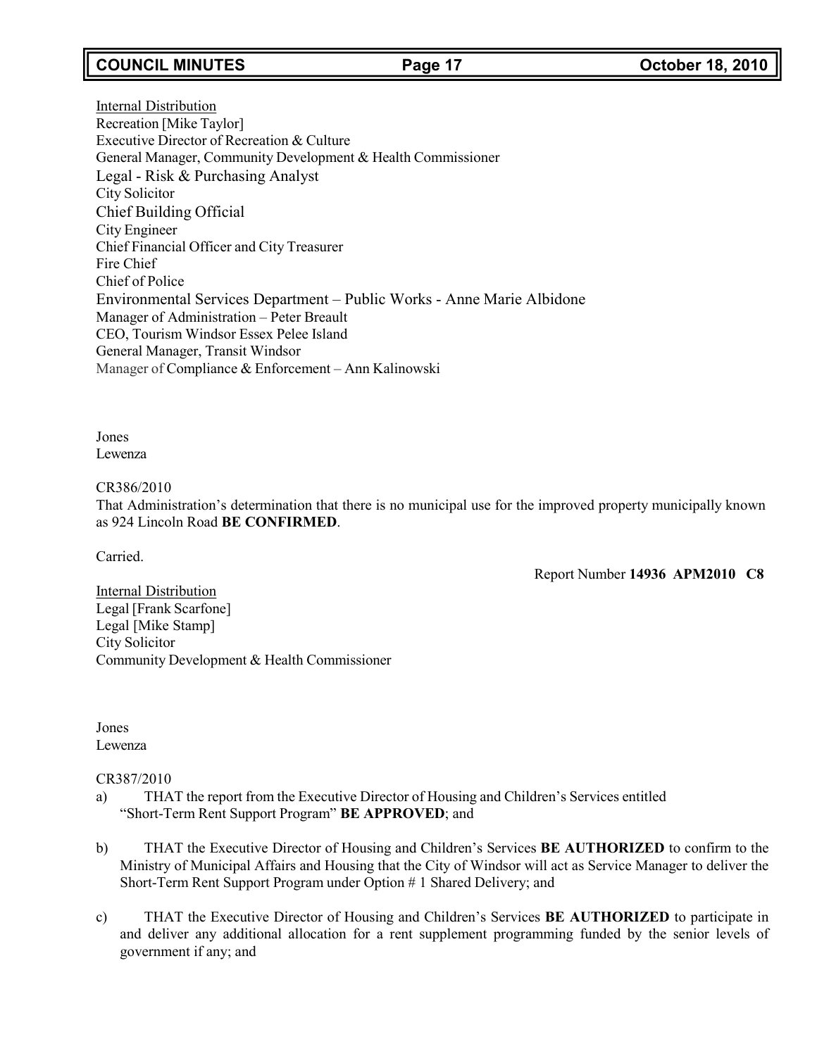Internal Distribution
Recreation [Mike Taylor]
Executive Director of Recreation & Culture
General Manager, Community Development & Health Commissioner
Legal - Risk & Purchasing Analyst
City Solicitor
Chief Building Official
City Engineer
Chief Financial Officer and City Treasurer
Fire Chief
Chief of Police
Environmental Services Department – Public Works - Anne Marie Albidone
Manager of Administration – Peter Breault
CEO, Tourism Windsor Essex Pelee Island
General Manager, Transit Windsor
Manager of Compliance & Enforcement – Ann Kalinowski

Jones
Lewenza

CR386/2010
That Administration's determination that there is no municipal use for the improved property municipally known as 924 Lincoln Road **BE CONFIRMED**.

Carried.

Report Number **14936 APM2010 C8**

Internal Distribution
Legal [Frank Scarfone]
Legal [Mike Stamp]
City Solicitor
Community Development & Health Commissioner

Jones
Lewenza

CR387/2010

a) THAT the report from the Executive Director of Housing and Children's Services entitled "Short-Term Rent Support Program" **BE APPROVED**; and

b) THAT the Executive Director of Housing and Children's Services **BE AUTHORIZED** to confirm to the Ministry of Municipal Affairs and Housing that the City of Windsor will act as Service Manager to deliver the Short-Term Rent Support Program under Option # 1 Shared Delivery; and

c) THAT the Executive Director of Housing and Children's Services **BE AUTHORIZED** to participate in and deliver any additional allocation for a rent supplement programming funded by the senior levels of government if any; and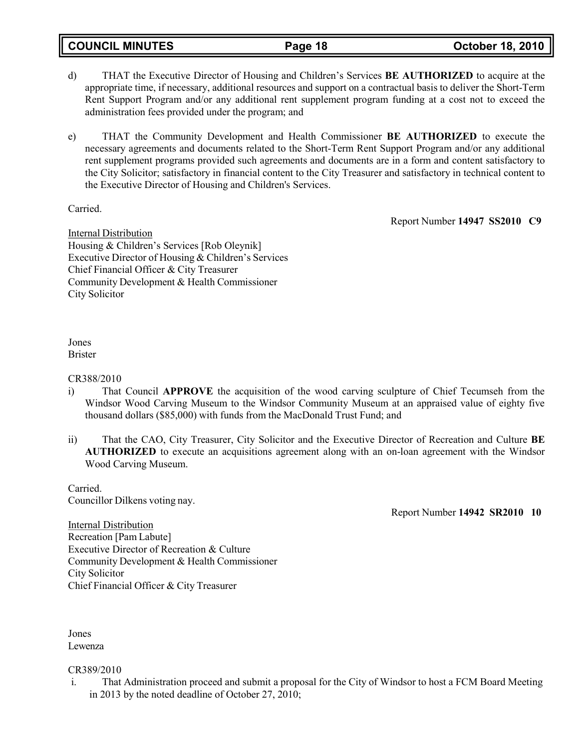d) THAT the Executive Director of Housing and Children's Services **BE AUTHORIZED** to acquire at the appropriate time, if necessary, additional resources and support on a contractual basis to deliver the Short-Term Rent Support Program and/or any additional rent supplement program funding at a cost not to exceed the administration fees provided under the program; and

e) THAT the Community Development and Health Commissioner **BE AUTHORIZED** to execute the necessary agreements and documents related to the Short-Term Rent Support Program and/or any additional rent supplement programs provided such agreements and documents are in a form and content satisfactory to the City Solicitor; satisfactory in financial content to the City Treasurer and satisfactory in technical content to the Executive Director of Housing and Children's Services.

Carried.

Report Number **14947 SS2010 C9**

Internal Distribution
Housing & Children's Services [Rob Oleynik]
Executive Director of Housing & Children's Services
Chief Financial Officer & City Treasurer
Community Development & Health Commissioner
City Solicitor

Jones
Brister

CR388/2010

i) That Council **APPROVE** the acquisition of the wood carving sculpture of Chief Tecumseh from the Windsor Wood Carving Museum to the Windsor Community Museum at an appraised value of eighty five thousand dollars ($85,000) with funds from the MacDonald Trust Fund; and

ii) That the CAO, City Treasurer, City Solicitor and the Executive Director of Recreation and Culture **BE AUTHORIZED** to execute an acquisitions agreement along with an on-loan agreement with the Windsor Wood Carving Museum.

Carried.
Councillor Dilkens voting nay.

Report Number **14942 SR2010 10**

Internal Distribution
Recreation [Pam Labute]
Executive Director of Recreation & Culture
Community Development & Health Commissioner
City Solicitor
Chief Financial Officer & City Treasurer

Jones
Lewenza

CR389/2010

i. That Administration proceed and submit a proposal for the City of Windsor to host a FCM Board Meeting in 2013 by the noted deadline of October 27, 2010;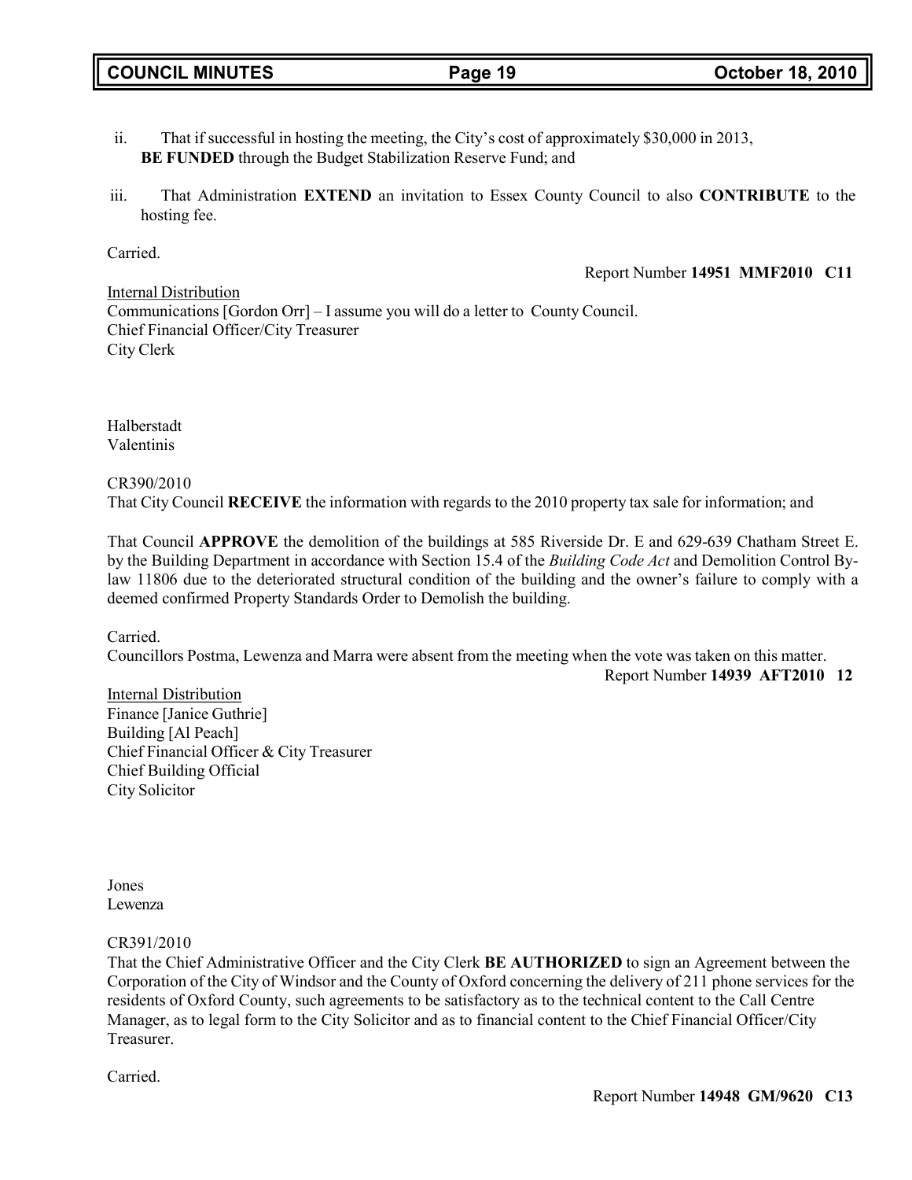ii. That if successful in hosting the meeting, the City's cost of approximately $30,000 in 2013, **BE FUNDED** through the Budget Stabilization Reserve Fund; and

iii. That Administration **EXTEND** an invitation to Essex County Council to also **CONTRIBUTE** to the hosting fee.

Carried.

Report Number **14951 MMF2010 C11**

Internal Distribution
Communications [Gordon Orr] – I assume you will do a letter to County Council.
Chief Financial Officer/City Treasurer
City Clerk

Halberstadt
Valentinis

CR390/2010
That City Council **RECEIVE** the information with regards to the 2010 property tax sale for information; and

That Council **APPROVE** the demolition of the buildings at 585 Riverside Dr. E and 629-639 Chatham Street E. by the Building Department in accordance with Section 15.4 of the *Building Code Act* and Demolition Control By-law 11806 due to the deteriorated structural condition of the building and the owner's failure to comply with a deemed confirmed Property Standards Order to Demolish the building.

Carried.
Councillors Postma, Lewenza and Marra were absent from the meeting when the vote was taken on this matter.

Report Number **14939 AFT2010 12**

Internal Distribution
Finance [Janice Guthrie]
Building [Al Peach]
Chief Financial Officer & City Treasurer
Chief Building Official
City Solicitor

Jones
Lewenza

CR391/2010
That the Chief Administrative Officer and the City Clerk **BE AUTHORIZED** to sign an Agreement between the Corporation of the City of Windsor and the County of Oxford concerning the delivery of 211 phone services for the residents of Oxford County, such agreements to be satisfactory as to the technical content to the Call Centre Manager, as to legal form to the City Solicitor and as to financial content to the Chief Financial Officer/City Treasurer.

Carried.

Report Number **14948 GM/9620 C13**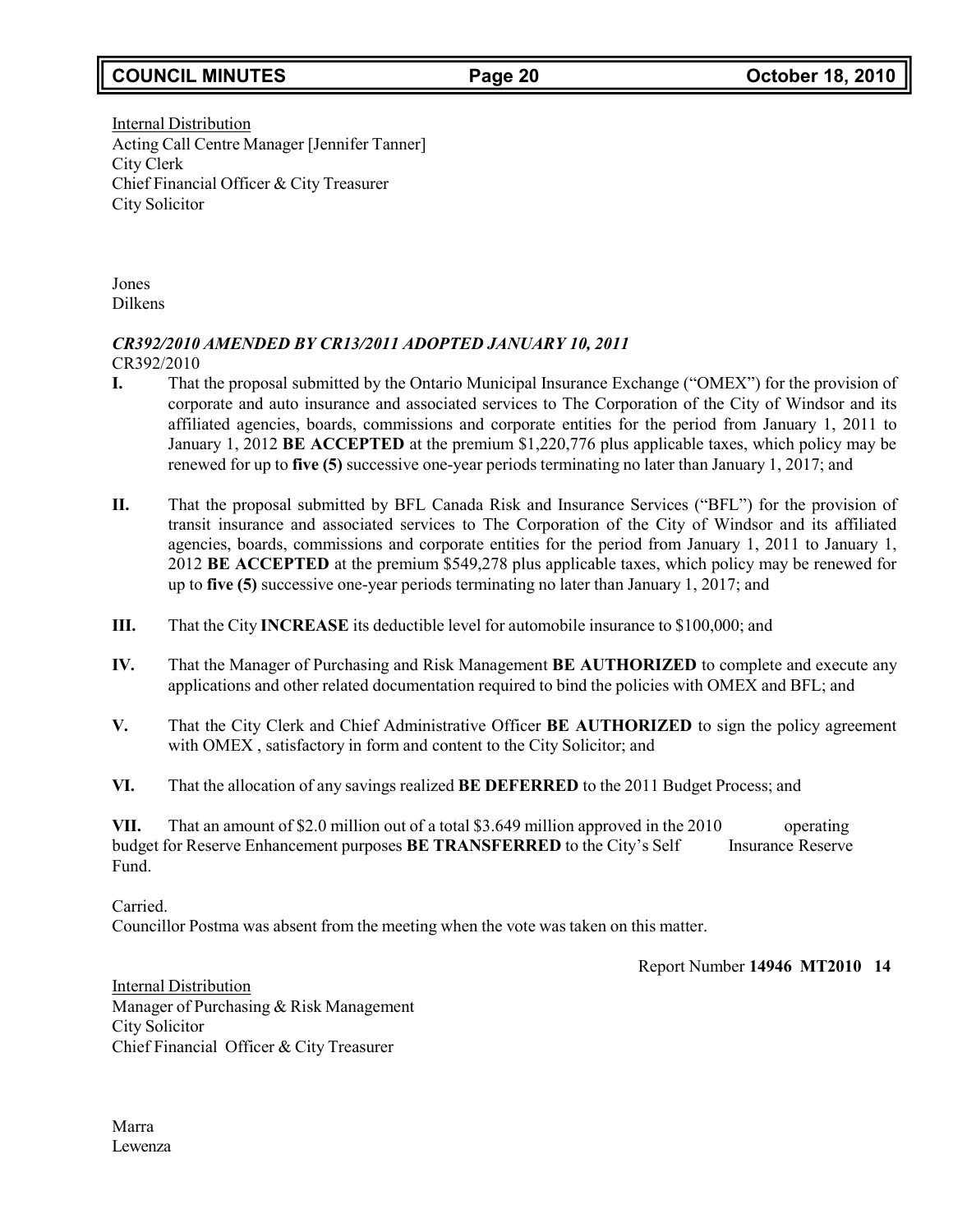Internal Distribution
Acting Call Centre Manager [Jennifer Tanner]
City Clerk
Chief Financial Officer & City Treasurer
City Solicitor

Jones
Dilkens

***CR392/2010 AMENDED BY CR13/2011 ADOPTED JANUARY 10, 2011***
CR392/2010

**I.** That the proposal submitted by the Ontario Municipal Insurance Exchange ("OMEX") for the provision of corporate and auto insurance and associated services to The Corporation of the City of Windsor and its affiliated agencies, boards, commissions and corporate entities for the period from January 1, 2011 to January 1, 2012 **BE ACCEPTED** at the premium $1,220,776 plus applicable taxes, which policy may be renewed for up to **five (5)** successive one-year periods terminating no later than January 1, 2017; and

**II.** That the proposal submitted by BFL Canada Risk and Insurance Services ("BFL") for the provision of transit insurance and associated services to The Corporation of the City of Windsor and its affiliated agencies, boards, commissions and corporate entities for the period from January 1, 2011 to January 1, 2012 **BE ACCEPTED** at the premium $549,278 plus applicable taxes, which policy may be renewed for up to **five (5)** successive one-year periods terminating no later than January 1, 2017; and

**III.** That the City **INCREASE** its deductible level for automobile insurance to $100,000; and

**IV.** That the Manager of Purchasing and Risk Management **BE AUTHORIZED** to complete and execute any applications and other related documentation required to bind the policies with OMEX and BFL; and

**V.** That the City Clerk and Chief Administrative Officer **BE AUTHORIZED** to sign the policy agreement with OMEX , satisfactory in form and content to the City Solicitor; and

**VI.** That the allocation of any savings realized **BE DEFERRED** to the 2011 Budget Process; and

**VII.** That an amount of $2.0 million out of a total $3.649 million approved in the 2010 operating budget for Reserve Enhancement purposes **BE TRANSFERRED** to the City's Self Insurance Reserve Fund.

Carried.
Councillor Postma was absent from the meeting when the vote was taken on this matter.

Report Number **14946 MT2010 14**

Internal Distribution
Manager of Purchasing & Risk Management
City Solicitor
Chief Financial Officer & City Treasurer

Marra
Lewenza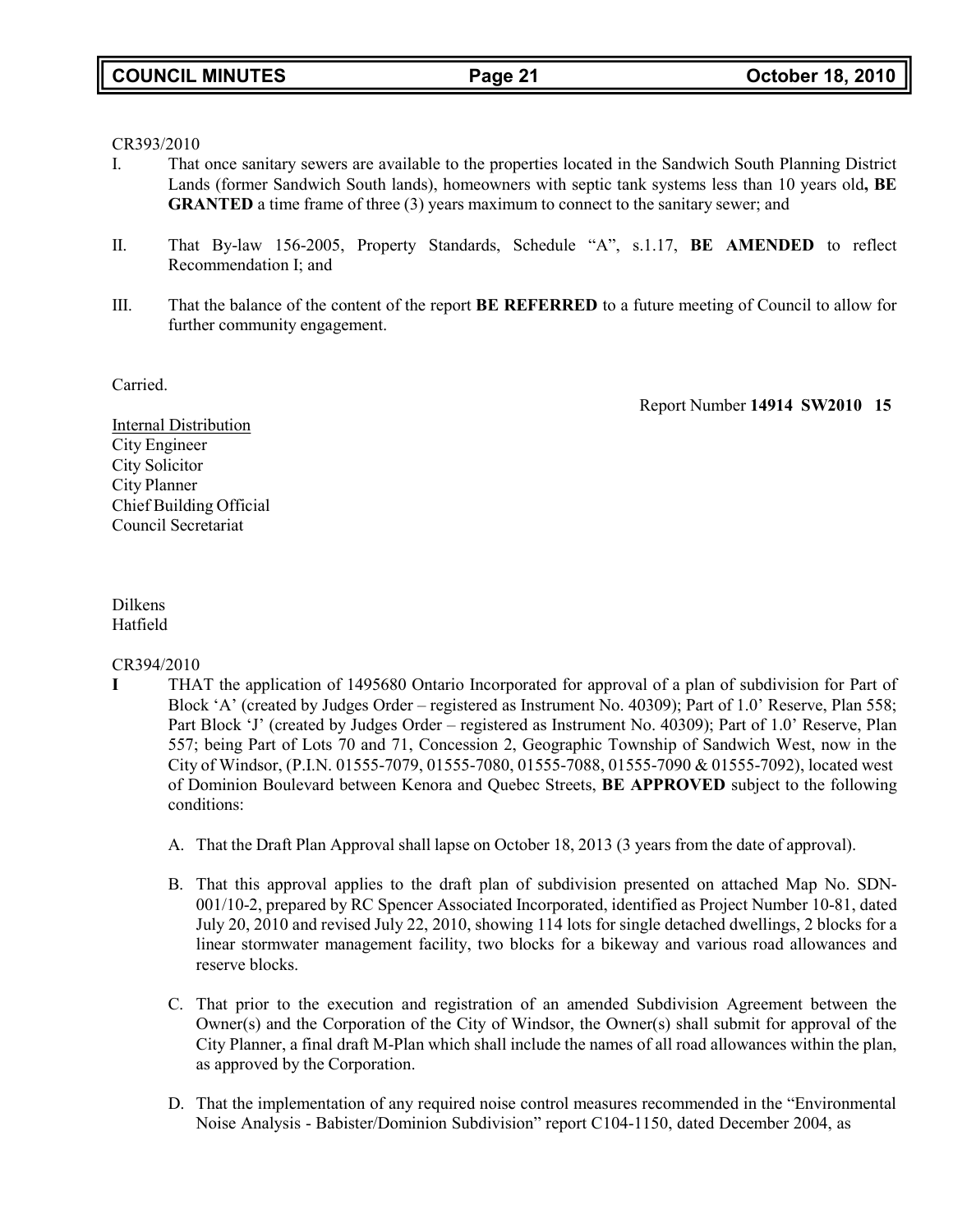CR393/2010

I. That once sanitary sewers are available to the properties located in the Sandwich South Planning District Lands (former Sandwich South lands), homeowners with septic tank systems less than 10 years old**, BE GRANTED** a time frame of three (3) years maximum to connect to the sanitary sewer; and

II. That By-law 156-2005, Property Standards, Schedule "A", s.1.17, **BE AMENDED** to reflect Recommendation I; and

III. That the balance of the content of the report **BE REFERRED** to a future meeting of Council to allow for further community engagement.

Carried.

Report Number **14914 SW2010 15**

Internal Distribution
City Engineer
City Solicitor
City Planner
Chief Building Official
Council Secretariat

Dilkens
Hatfield

CR394/2010

**I** THAT the application of 1495680 Ontario Incorporated for approval of a plan of subdivision for Part of Block 'A' (created by Judges Order – registered as Instrument No. 40309); Part of 1.0' Reserve, Plan 558; Part Block 'J' (created by Judges Order – registered as Instrument No. 40309); Part of 1.0' Reserve, Plan 557; being Part of Lots 70 and 71, Concession 2, Geographic Township of Sandwich West, now in the City of Windsor, (P.I.N. 01555-7079, 01555-7080, 01555-7088, 01555-7090 & 01555-7092), located west of Dominion Boulevard between Kenora and Quebec Streets, **BE APPROVED** subject to the following conditions:

A. That the Draft Plan Approval shall lapse on October 18, 2013 (3 years from the date of approval).

B. That this approval applies to the draft plan of subdivision presented on attached Map No. SDN-001/10-2, prepared by RC Spencer Associated Incorporated, identified as Project Number 10-81, dated July 20, 2010 and revised July 22, 2010, showing 114 lots for single detached dwellings, 2 blocks for a linear stormwater management facility, two blocks for a bikeway and various road allowances and reserve blocks.

C. That prior to the execution and registration of an amended Subdivision Agreement between the Owner(s) and the Corporation of the City of Windsor, the Owner(s) shall submit for approval of the City Planner, a final draft M-Plan which shall include the names of all road allowances within the plan, as approved by the Corporation.

D. That the implementation of any required noise control measures recommended in the "Environmental Noise Analysis - Babister/Dominion Subdivision" report C104-1150, dated December 2004, as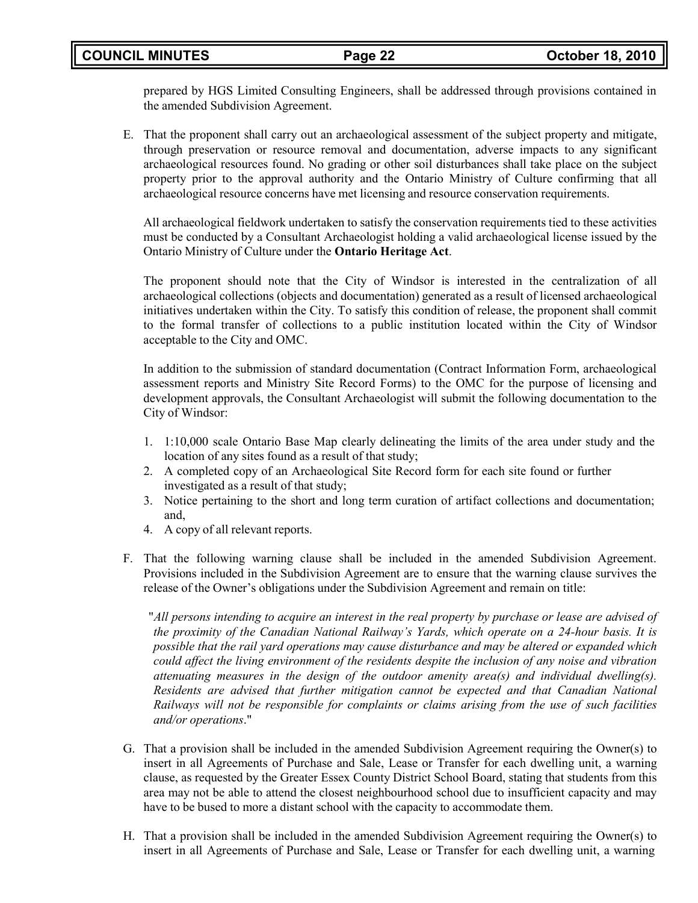prepared by HGS Limited Consulting Engineers, shall be addressed through provisions contained in the amended Subdivision Agreement.

E. That the proponent shall carry out an archaeological assessment of the subject property and mitigate, through preservation or resource removal and documentation, adverse impacts to any significant archaeological resources found. No grading or other soil disturbances shall take place on the subject property prior to the approval authority and the Ontario Ministry of Culture confirming that all archaeological resource concerns have met licensing and resource conservation requirements.

   All archaeological fieldwork undertaken to satisfy the conservation requirements tied to these activities must be conducted by a Consultant Archaeologist holding a valid archaeological license issued by the Ontario Ministry of Culture under the **Ontario Heritage Act**.

   The proponent should note that the City of Windsor is interested in the centralization of all archaeological collections (objects and documentation) generated as a result of licensed archaeological initiatives undertaken within the City. To satisfy this condition of release, the proponent shall commit to the formal transfer of collections to a public institution located within the City of Windsor acceptable to the City and OMC.

   In addition to the submission of standard documentation (Contract Information Form, archaeological assessment reports and Ministry Site Record Forms) to the OMC for the purpose of licensing and development approvals, the Consultant Archaeologist will submit the following documentation to the City of Windsor:

   1. 1:10,000 scale Ontario Base Map clearly delineating the limits of the area under study and the location of any sites found as a result of that study;
   2. A completed copy of an Archaeological Site Record form for each site found or further investigated as a result of that study;
   3. Notice pertaining to the short and long term curation of artifact collections and documentation; and,
   4. A copy of all relevant reports.

F. That the following warning clause shall be included in the amended Subdivision Agreement. Provisions included in the Subdivision Agreement are to ensure that the warning clause survives the release of the Owner's obligations under the Subdivision Agreement and remain on title:

   "*All persons intending to acquire an interest in the real property by purchase or lease are advised of the proximity of the Canadian National Railway's Yards, which operate on a 24-hour basis. It is possible that the rail yard operations may cause disturbance and may be altered or expanded which could affect the living environment of the residents despite the inclusion of any noise and vibration attenuating measures in the design of the outdoor amenity area(s) and individual dwelling(s). Residents are advised that further mitigation cannot be expected and that Canadian National Railways will not be responsible for complaints or claims arising from the use of such facilities and/or operations*."

G. That a provision shall be included in the amended Subdivision Agreement requiring the Owner(s) to insert in all Agreements of Purchase and Sale, Lease or Transfer for each dwelling unit, a warning clause, as requested by the Greater Essex County District School Board, stating that students from this area may not be able to attend the closest neighbourhood school due to insufficient capacity and may have to be bused to more a distant school with the capacity to accommodate them.

H. That a provision shall be included in the amended Subdivision Agreement requiring the Owner(s) to insert in all Agreements of Purchase and Sale, Lease or Transfer for each dwelling unit, a warning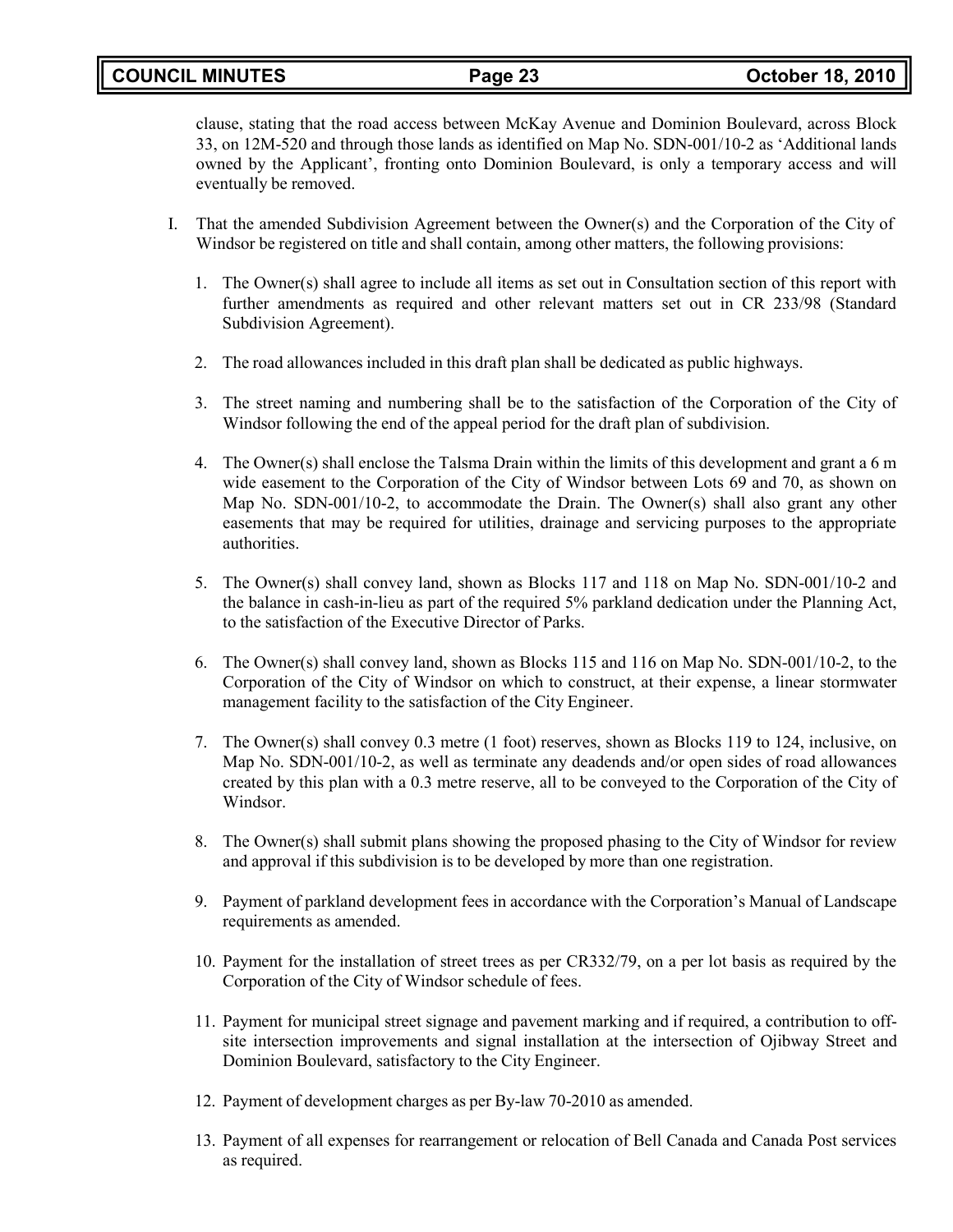clause, stating that the road access between McKay Avenue and Dominion Boulevard, across Block 33, on 12M-520 and through those lands as identified on Map No. SDN-001/10-2 as 'Additional lands owned by the Applicant', fronting onto Dominion Boulevard, is only a temporary access and will eventually be removed.

I. That the amended Subdivision Agreement between the Owner(s) and the Corporation of the City of Windsor be registered on title and shall contain, among other matters, the following provisions:

   1. The Owner(s) shall agree to include all items as set out in Consultation section of this report with further amendments as required and other relevant matters set out in CR 233/98 (Standard Subdivision Agreement).

   2. The road allowances included in this draft plan shall be dedicated as public highways.

   3. The street naming and numbering shall be to the satisfaction of the Corporation of the City of Windsor following the end of the appeal period for the draft plan of subdivision.

   4. The Owner(s) shall enclose the Talsma Drain within the limits of this development and grant a 6 m wide easement to the Corporation of the City of Windsor between Lots 69 and 70, as shown on Map No. SDN-001/10-2, to accommodate the Drain. The Owner(s) shall also grant any other easements that may be required for utilities, drainage and servicing purposes to the appropriate authorities.

   5. The Owner(s) shall convey land, shown as Blocks 117 and 118 on Map No. SDN-001/10-2 and the balance in cash-in-lieu as part of the required 5% parkland dedication under the Planning Act, to the satisfaction of the Executive Director of Parks.

   6. The Owner(s) shall convey land, shown as Blocks 115 and 116 on Map No. SDN-001/10-2, to the Corporation of the City of Windsor on which to construct, at their expense, a linear stormwater management facility to the satisfaction of the City Engineer.

   7. The Owner(s) shall convey 0.3 metre (1 foot) reserves, shown as Blocks 119 to 124, inclusive, on Map No. SDN-001/10-2, as well as terminate any deadends and/or open sides of road allowances created by this plan with a 0.3 metre reserve, all to be conveyed to the Corporation of the City of Windsor.

   8. The Owner(s) shall submit plans showing the proposed phasing to the City of Windsor for review and approval if this subdivision is to be developed by more than one registration.

   9. Payment of parkland development fees in accordance with the Corporation's Manual of Landscape requirements as amended.

   10. Payment for the installation of street trees as per CR332/79, on a per lot basis as required by the Corporation of the City of Windsor schedule of fees.

   11. Payment for municipal street signage and pavement marking and if required, a contribution to off-site intersection improvements and signal installation at the intersection of Ojibway Street and Dominion Boulevard, satisfactory to the City Engineer.

   12. Payment of development charges as per By-law 70-2010 as amended.

   13. Payment of all expenses for rearrangement or relocation of Bell Canada and Canada Post services as required.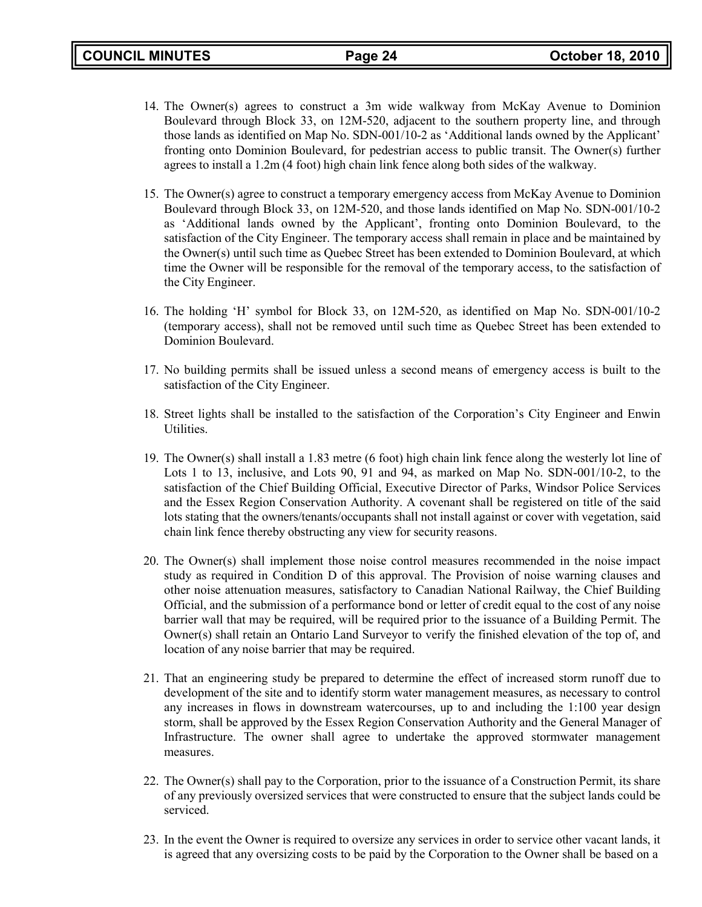14. The Owner(s) agrees to construct a 3m wide walkway from McKay Avenue to Dominion Boulevard through Block 33, on 12M-520, adjacent to the southern property line, and through those lands as identified on Map No. SDN-001/10-2 as 'Additional lands owned by the Applicant' fronting onto Dominion Boulevard, for pedestrian access to public transit. The Owner(s) further agrees to install a 1.2m (4 foot) high chain link fence along both sides of the walkway.

15. The Owner(s) agree to construct a temporary emergency access from McKay Avenue to Dominion Boulevard through Block 33, on 12M-520, and those lands identified on Map No. SDN-001/10-2 as 'Additional lands owned by the Applicant', fronting onto Dominion Boulevard, to the satisfaction of the City Engineer. The temporary access shall remain in place and be maintained by the Owner(s) until such time as Quebec Street has been extended to Dominion Boulevard, at which time the Owner will be responsible for the removal of the temporary access, to the satisfaction of the City Engineer.

16. The holding 'H' symbol for Block 33, on 12M-520, as identified on Map No. SDN-001/10-2 (temporary access), shall not be removed until such time as Quebec Street has been extended to Dominion Boulevard.

17. No building permits shall be issued unless a second means of emergency access is built to the satisfaction of the City Engineer.

18. Street lights shall be installed to the satisfaction of the Corporation's City Engineer and Enwin Utilities.

19. The Owner(s) shall install a 1.83 metre (6 foot) high chain link fence along the westerly lot line of Lots 1 to 13, inclusive, and Lots 90, 91 and 94, as marked on Map No. SDN-001/10-2, to the satisfaction of the Chief Building Official, Executive Director of Parks, Windsor Police Services and the Essex Region Conservation Authority. A covenant shall be registered on title of the said lots stating that the owners/tenants/occupants shall not install against or cover with vegetation, said chain link fence thereby obstructing any view for security reasons.

20. The Owner(s) shall implement those noise control measures recommended in the noise impact study as required in Condition D of this approval. The Provision of noise warning clauses and other noise attenuation measures, satisfactory to Canadian National Railway, the Chief Building Official, and the submission of a performance bond or letter of credit equal to the cost of any noise barrier wall that may be required, will be required prior to the issuance of a Building Permit. The Owner(s) shall retain an Ontario Land Surveyor to verify the finished elevation of the top of, and location of any noise barrier that may be required.

21. That an engineering study be prepared to determine the effect of increased storm runoff due to development of the site and to identify storm water management measures, as necessary to control any increases in flows in downstream watercourses, up to and including the 1:100 year design storm, shall be approved by the Essex Region Conservation Authority and the General Manager of Infrastructure. The owner shall agree to undertake the approved stormwater management measures.

22. The Owner(s) shall pay to the Corporation, prior to the issuance of a Construction Permit, its share of any previously oversized services that were constructed to ensure that the subject lands could be serviced.

23. In the event the Owner is required to oversize any services in order to service other vacant lands, it is agreed that any oversizing costs to be paid by the Corporation to the Owner shall be based on a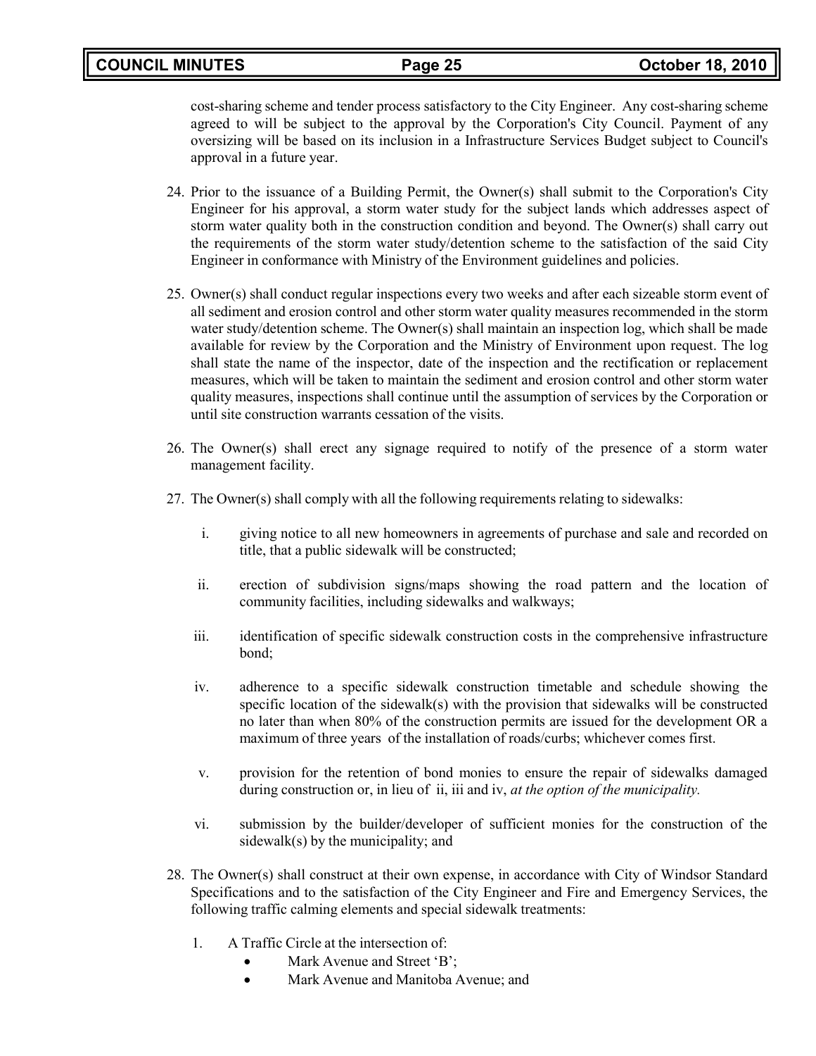cost-sharing scheme and tender process satisfactory to the City Engineer. Any cost-sharing scheme agreed to will be subject to the approval by the Corporation's City Council. Payment of any oversizing will be based on its inclusion in a Infrastructure Services Budget subject to Council's approval in a future year.

24. Prior to the issuance of a Building Permit, the Owner(s) shall submit to the Corporation's City Engineer for his approval, a storm water study for the subject lands which addresses aspect of storm water quality both in the construction condition and beyond. The Owner(s) shall carry out the requirements of the storm water study/detention scheme to the satisfaction of the said City Engineer in conformance with Ministry of the Environment guidelines and policies.

25. Owner(s) shall conduct regular inspections every two weeks and after each sizeable storm event of all sediment and erosion control and other storm water quality measures recommended in the storm water study/detention scheme. The Owner(s) shall maintain an inspection log, which shall be made available for review by the Corporation and the Ministry of Environment upon request. The log shall state the name of the inspector, date of the inspection and the rectification or replacement measures, which will be taken to maintain the sediment and erosion control and other storm water quality measures, inspections shall continue until the assumption of services by the Corporation or until site construction warrants cessation of the visits.

26. The Owner(s) shall erect any signage required to notify of the presence of a storm water management facility.

27. The Owner(s) shall comply with all the following requirements relating to sidewalks:

    i. giving notice to all new homeowners in agreements of purchase and sale and recorded on title, that a public sidewalk will be constructed;

    ii. erection of subdivision signs/maps showing the road pattern and the location of community facilities, including sidewalks and walkways;

    iii. identification of specific sidewalk construction costs in the comprehensive infrastructure bond;

    iv. adherence to a specific sidewalk construction timetable and schedule showing the specific location of the sidewalk(s) with the provision that sidewalks will be constructed no later than when 80% of the construction permits are issued for the development OR a maximum of three years of the installation of roads/curbs; whichever comes first.

    v. provision for the retention of bond monies to ensure the repair of sidewalks damaged during construction or, in lieu of ii, iii and iv, *at the option of the municipality.*

    vi. submission by the builder/developer of sufficient monies for the construction of the sidewalk(s) by the municipality; and

28. The Owner(s) shall construct at their own expense, in accordance with City of Windsor Standard Specifications and to the satisfaction of the City Engineer and Fire and Emergency Services, the following traffic calming elements and special sidewalk treatments:

    1. A Traffic Circle at the intersection of:
        - Mark Avenue and Street 'B';
        - Mark Avenue and Manitoba Avenue; and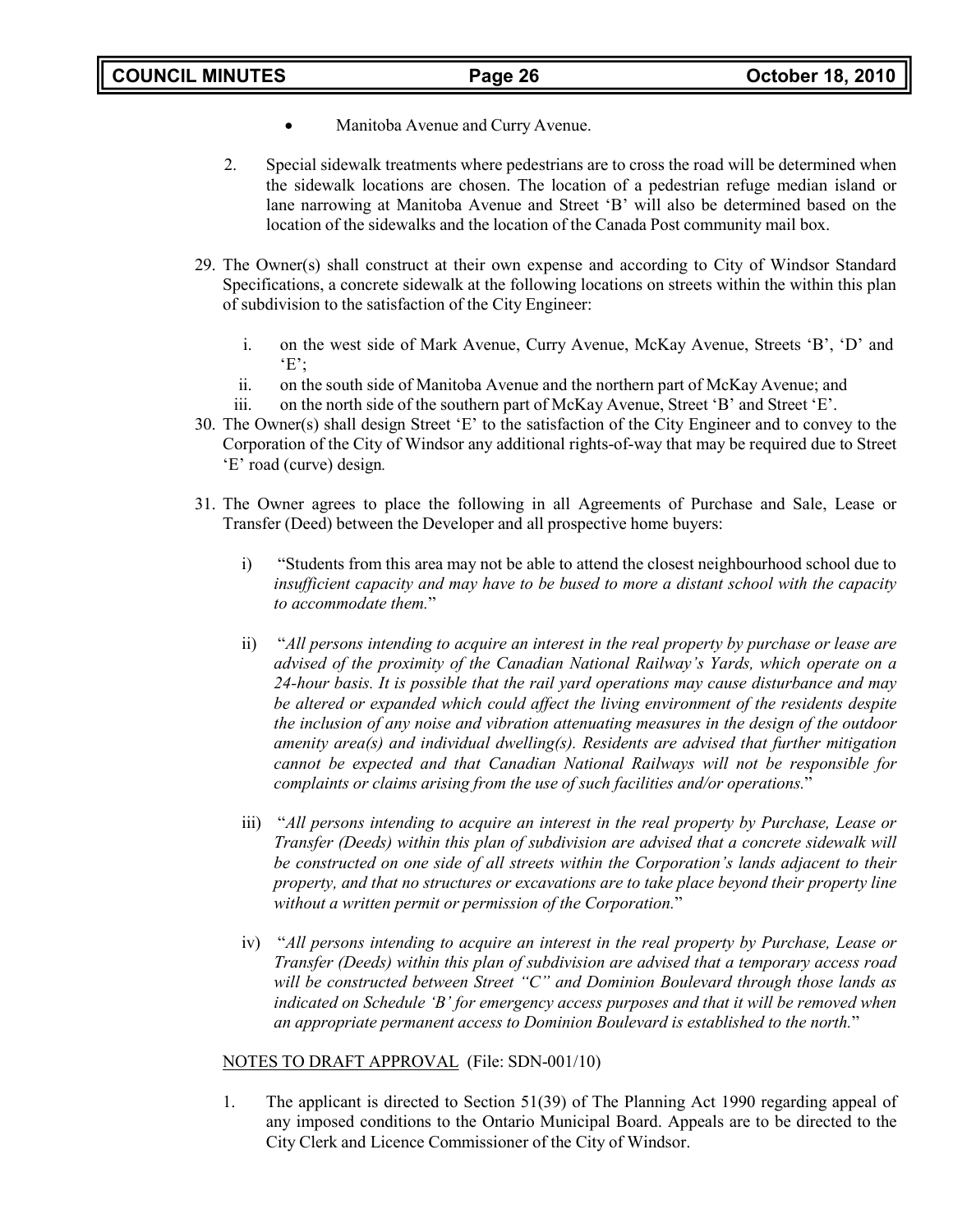- Manitoba Avenue and Curry Avenue.

2. Special sidewalk treatments where pedestrians are to cross the road will be determined when the sidewalk locations are chosen. The location of a pedestrian refuge median island or lane narrowing at Manitoba Avenue and Street 'B' will also be determined based on the location of the sidewalks and the location of the Canada Post community mail box.

29. The Owner(s) shall construct at their own expense and according to City of Windsor Standard Specifications, a concrete sidewalk at the following locations on streets within the within this plan of subdivision to the satisfaction of the City Engineer:

    i. on the west side of Mark Avenue, Curry Avenue, McKay Avenue, Streets 'B', 'D' and 'E';
    ii. on the south side of Manitoba Avenue and the northern part of McKay Avenue; and
    iii. on the north side of the southern part of McKay Avenue, Street 'B' and Street 'E'.

30. The Owner(s) shall design Street 'E' to the satisfaction of the City Engineer and to convey to the Corporation of the City of Windsor any additional rights-of-way that may be required due to Street 'E' road (curve) design.

31. The Owner agrees to place the following in all Agreements of Purchase and Sale, Lease or Transfer (Deed) between the Developer and all prospective home buyers:

    i) "Students from this area may not be able to attend the closest neighbourhood school due to *insufficient capacity and may have to be bused to more a distant school with the capacity to accommodate them.*"

    ii) "*All persons intending to acquire an interest in the real property by purchase or lease are advised of the proximity of the Canadian National Railway's Yards, which operate on a 24-hour basis. It is possible that the rail yard operations may cause disturbance and may be altered or expanded which could affect the living environment of the residents despite the inclusion of any noise and vibration attenuating measures in the design of the outdoor amenity area(s) and individual dwelling(s). Residents are advised that further mitigation cannot be expected and that Canadian National Railways will not be responsible for complaints or claims arising from the use of such facilities and/or operations.*"

    iii) "*All persons intending to acquire an interest in the real property by Purchase, Lease or Transfer (Deeds) within this plan of subdivision are advised that a concrete sidewalk will be constructed on one side of all streets within the Corporation's lands adjacent to their property, and that no structures or excavations are to take place beyond their property line without a written permit or permission of the Corporation.*"

    iv) "*All persons intending to acquire an interest in the real property by Purchase, Lease or Transfer (Deeds) within this plan of subdivision are advised that a temporary access road will be constructed between Street "C" and Dominion Boulevard through those lands as indicated on Schedule 'B' for emergency access purposes and that it will be removed when an appropriate permanent access to Dominion Boulevard is established to the north.*"

NOTES TO DRAFT APPROVAL (File: SDN-001/10)

1. The applicant is directed to Section 51(39) of The Planning Act 1990 regarding appeal of any imposed conditions to the Ontario Municipal Board. Appeals are to be directed to the City Clerk and Licence Commissioner of the City of Windsor.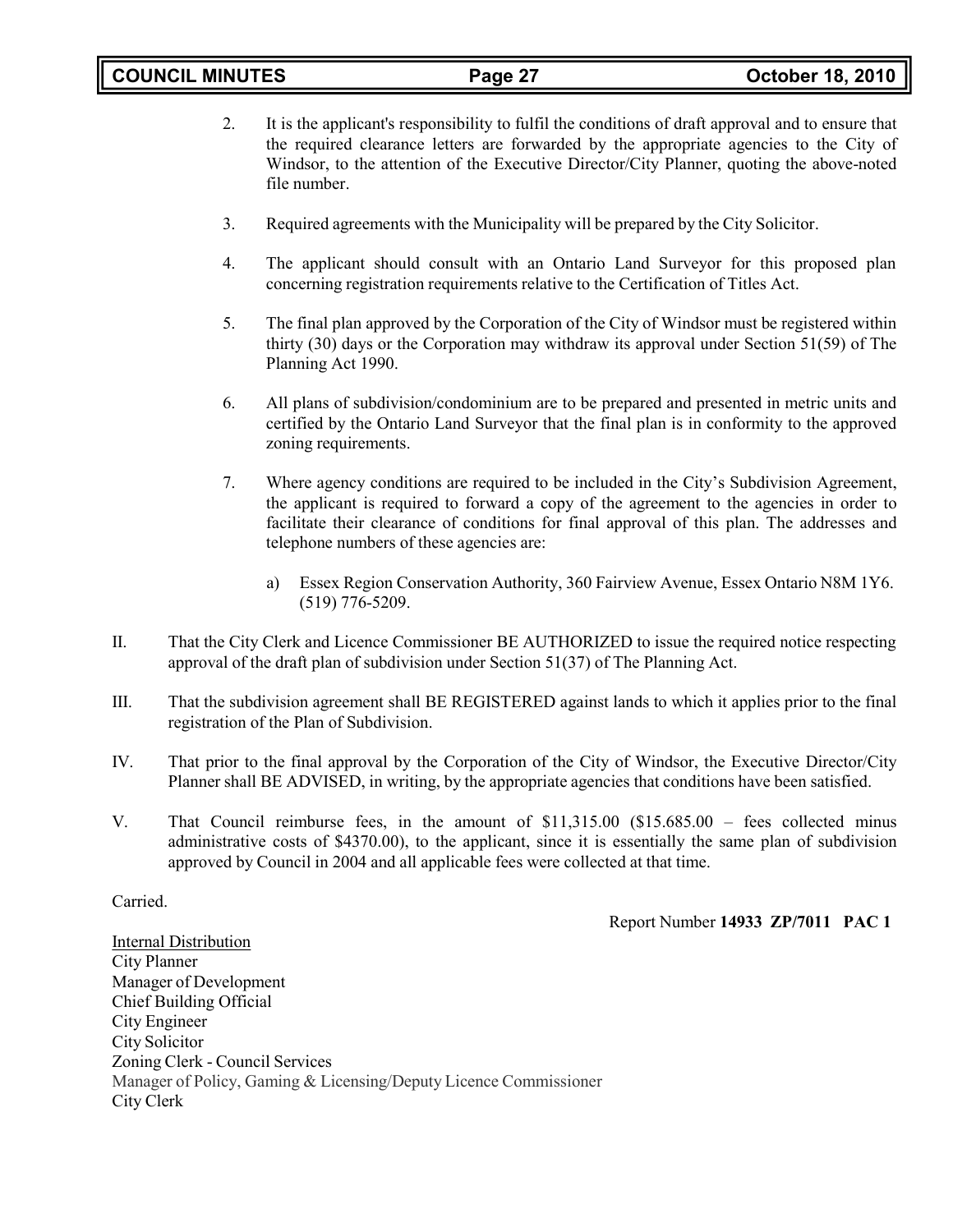2. It is the applicant's responsibility to fulfil the conditions of draft approval and to ensure that the required clearance letters are forwarded by the appropriate agencies to the City of Windsor, to the attention of the Executive Director/City Planner, quoting the above-noted file number.

3. Required agreements with the Municipality will be prepared by the City Solicitor.

4. The applicant should consult with an Ontario Land Surveyor for this proposed plan concerning registration requirements relative to the Certification of Titles Act.

5. The final plan approved by the Corporation of the City of Windsor must be registered within thirty (30) days or the Corporation may withdraw its approval under Section 51(59) of The Planning Act 1990.

6. All plans of subdivision/condominium are to be prepared and presented in metric units and certified by the Ontario Land Surveyor that the final plan is in conformity to the approved zoning requirements.

7. Where agency conditions are required to be included in the City's Subdivision Agreement, the applicant is required to forward a copy of the agreement to the agencies in order to facilitate their clearance of conditions for final approval of this plan. The addresses and telephone numbers of these agencies are:

    a) Essex Region Conservation Authority, 360 Fairview Avenue, Essex Ontario N8M 1Y6. (519) 776-5209.

II. That the City Clerk and Licence Commissioner BE AUTHORIZED to issue the required notice respecting approval of the draft plan of subdivision under Section 51(37) of The Planning Act.

III. That the subdivision agreement shall BE REGISTERED against lands to which it applies prior to the final registration of the Plan of Subdivision.

IV. That prior to the final approval by the Corporation of the City of Windsor, the Executive Director/City Planner shall BE ADVISED, in writing, by the appropriate agencies that conditions have been satisfied.

V. That Council reimburse fees, in the amount of $11,315.00 ($15.685.00 – fees collected minus administrative costs of $4370.00), to the applicant, since it is essentially the same plan of subdivision approved by Council in 2004 and all applicable fees were collected at that time.

Carried.

Report Number **14933 ZP/7011 PAC 1**

Internal Distribution
City Planner
Manager of Development
Chief Building Official
City Engineer
City Solicitor
Zoning Clerk - Council Services
Manager of Policy, Gaming & Licensing/Deputy Licence Commissioner
City Clerk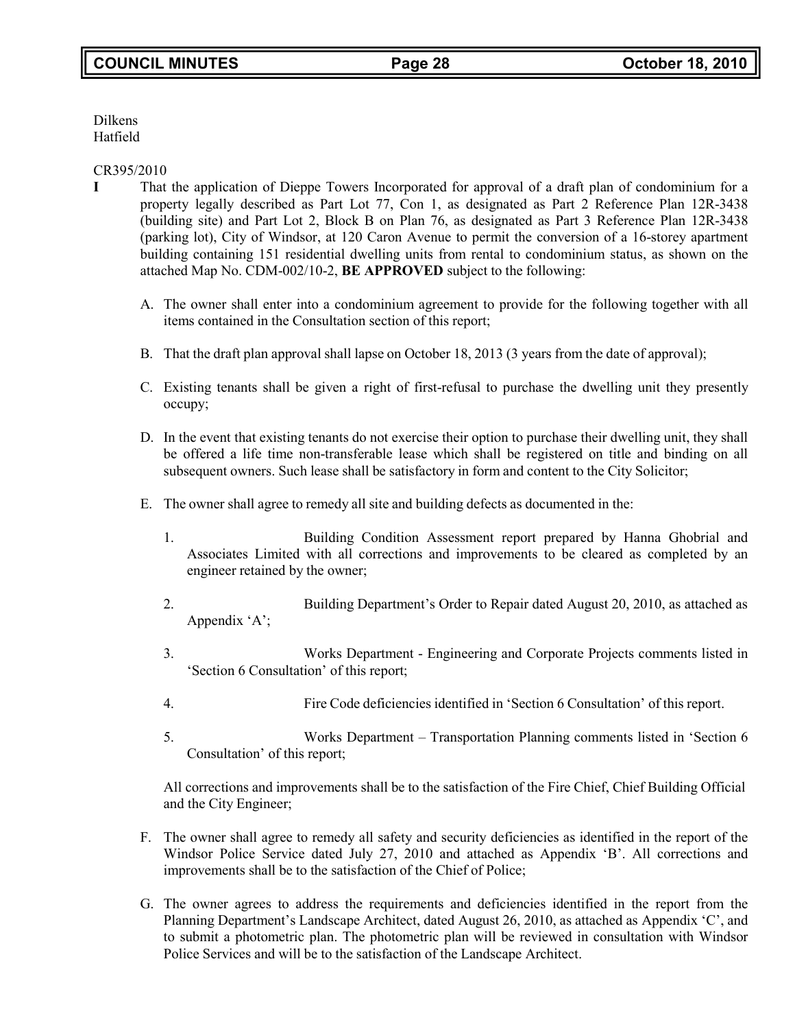Dilkens
Hatfield

CR395/2010

**I** That the application of Dieppe Towers Incorporated for approval of a draft plan of condominium for a property legally described as Part Lot 77, Con 1, as designated as Part 2 Reference Plan 12R-3438 (building site) and Part Lot 2, Block B on Plan 76, as designated as Part 3 Reference Plan 12R-3438 (parking lot), City of Windsor, at 120 Caron Avenue to permit the conversion of a 16-storey apartment building containing 151 residential dwelling units from rental to condominium status, as shown on the attached Map No. CDM-002/10-2, **BE APPROVED** subject to the following:

A. The owner shall enter into a condominium agreement to provide for the following together with all items contained in the Consultation section of this report;

B. That the draft plan approval shall lapse on October 18, 2013 (3 years from the date of approval);

C. Existing tenants shall be given a right of first-refusal to purchase the dwelling unit they presently occupy;

D. In the event that existing tenants do not exercise their option to purchase their dwelling unit, they shall be offered a life time non-transferable lease which shall be registered on title and binding on all subsequent owners. Such lease shall be satisfactory in form and content to the City Solicitor;

E. The owner shall agree to remedy all site and building defects as documented in the:

1. Building Condition Assessment report prepared by Hanna Ghobrial and Associates Limited with all corrections and improvements to be cleared as completed by an engineer retained by the owner;

2. Building Department's Order to Repair dated August 20, 2010, as attached as Appendix 'A';

3. Works Department - Engineering and Corporate Projects comments listed in 'Section 6 Consultation' of this report;

4. Fire Code deficiencies identified in 'Section 6 Consultation' of this report.

5. Works Department – Transportation Planning comments listed in 'Section 6 Consultation' of this report;

All corrections and improvements shall be to the satisfaction of the Fire Chief, Chief Building Official and the City Engineer;

F. The owner shall agree to remedy all safety and security deficiencies as identified in the report of the Windsor Police Service dated July 27, 2010 and attached as Appendix 'B'. All corrections and improvements shall be to the satisfaction of the Chief of Police;

G. The owner agrees to address the requirements and deficiencies identified in the report from the Planning Department's Landscape Architect, dated August 26, 2010, as attached as Appendix 'C', and to submit a photometric plan. The photometric plan will be reviewed in consultation with Windsor Police Services and will be to the satisfaction of the Landscape Architect.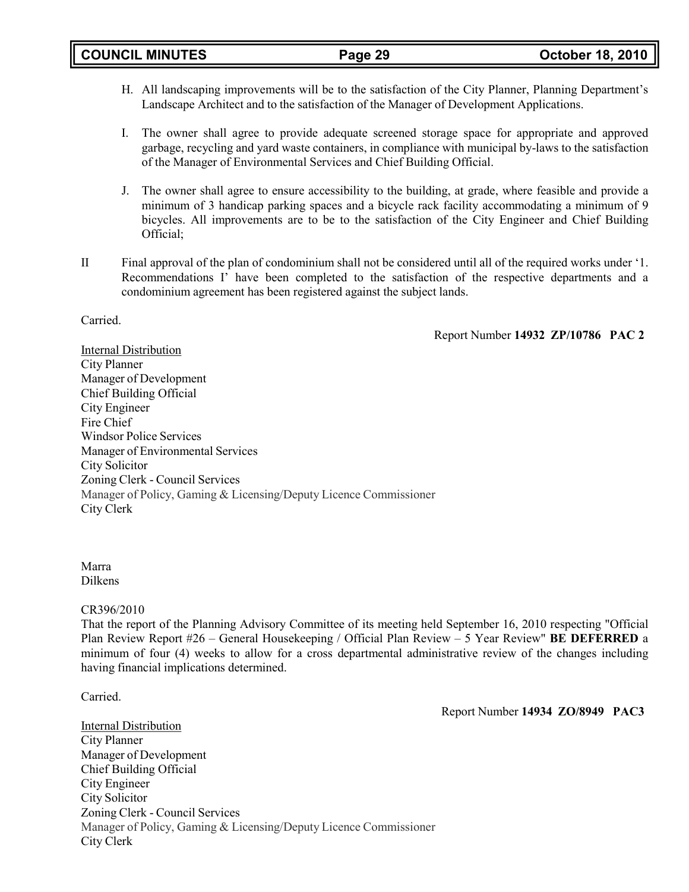H. All landscaping improvements will be to the satisfaction of the City Planner, Planning Department's Landscape Architect and to the satisfaction of the Manager of Development Applications.

I. The owner shall agree to provide adequate screened storage space for appropriate and approved garbage, recycling and yard waste containers, in compliance with municipal by-laws to the satisfaction of the Manager of Environmental Services and Chief Building Official.

J. The owner shall agree to ensure accessibility to the building, at grade, where feasible and provide a minimum of 3 handicap parking spaces and a bicycle rack facility accommodating a minimum of 9 bicycles. All improvements are to be to the satisfaction of the City Engineer and Chief Building Official;

II Final approval of the plan of condominium shall not be considered until all of the required works under '1. Recommendations I' have been completed to the satisfaction of the respective departments and a condominium agreement has been registered against the subject lands.

Carried.

Report Number **14932 ZP/10786 PAC 2**

Internal Distribution
City Planner
Manager of Development
Chief Building Official
City Engineer
Fire Chief
Windsor Police Services
Manager of Environmental Services
City Solicitor
Zoning Clerk - Council Services
Manager of Policy, Gaming & Licensing/Deputy Licence Commissioner
City Clerk

Marra
Dilkens

CR396/2010
That the report of the Planning Advisory Committee of its meeting held September 16, 2010 respecting "Official Plan Review Report #26 – General Housekeeping / Official Plan Review – 5 Year Review" **BE DEFERRED** a minimum of four (4) weeks to allow for a cross departmental administrative review of the changes including having financial implications determined.

Carried.

Report Number **14934 ZO/8949 PAC3**

Internal Distribution
City Planner
Manager of Development
Chief Building Official
City Engineer
City Solicitor
Zoning Clerk - Council Services
Manager of Policy, Gaming & Licensing/Deputy Licence Commissioner
City Clerk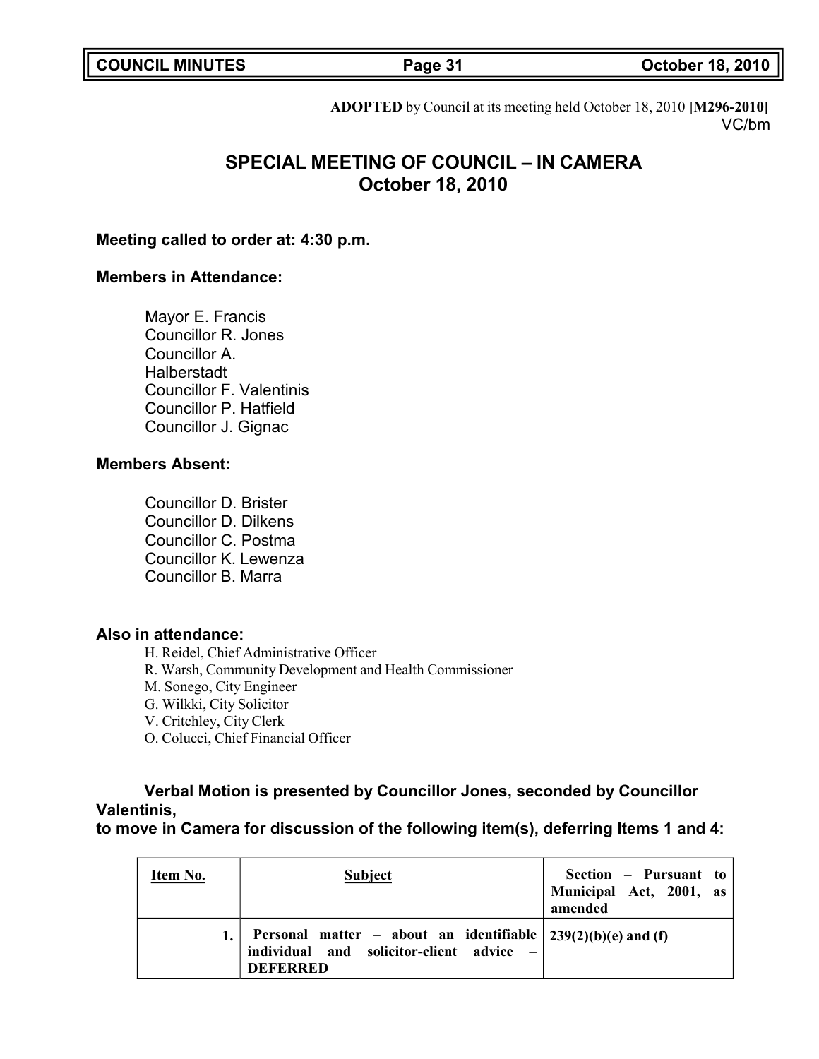**ADOPTED** by Council at its meeting held October 18, 2010 **[M296-2010]**
VC/bm

# SPECIAL MEETING OF COUNCIL – IN CAMERA
## October 18, 2010

**Meeting called to order at: 4:30 p.m.**

**Members in Attendance:**

Mayor E. Francis
Councillor R. Jones
Councillor A. Halberstadt
Councillor F. Valentinis
Councillor P. Hatfield
Councillor J. Gignac

**Members Absent:**

Councillor D. Brister
Councillor D. Dilkens
Councillor C. Postma
Councillor K. Lewenza
Councillor B. Marra

**Also in attendance:**

H. Reidel, Chief Administrative Officer
R. Warsh, Community Development and Health Commissioner
M. Sonego, City Engineer
G. Wilkki, City Solicitor
V. Critchley, City Clerk
O. Colucci, Chief Financial Officer

**Verbal Motion is presented by Councillor Jones, seconded by Councillor Valentinis, to move in Camera for discussion of the following item(s), deferring Items 1 and 4:**

| Item No. | Subject | Section – Pursuant to Municipal Act, 2001, as amended |
|---|---|---|
| 1. | Personal matter – about an identifiable individual and solicitor-client advice – DEFERRED | 239(2)(b)(e) and (f) |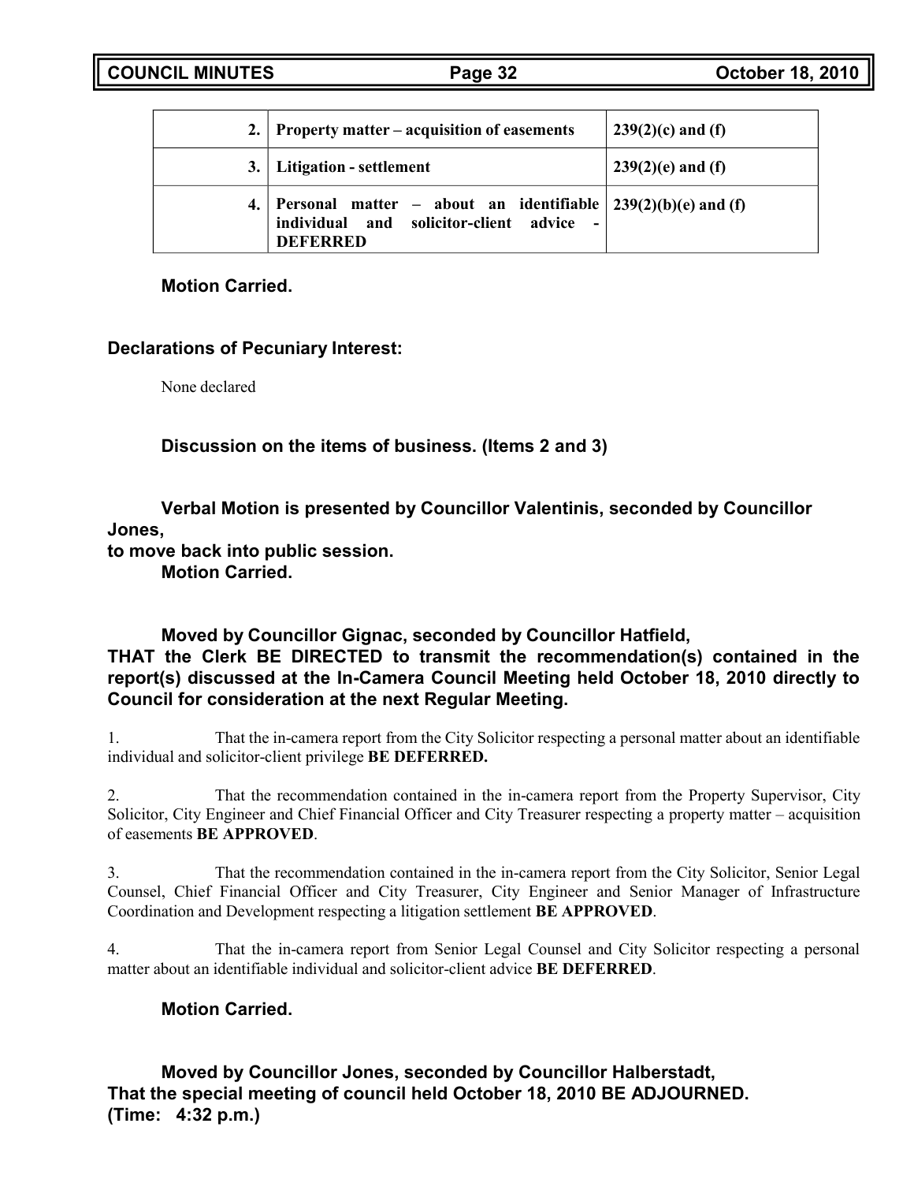| 2. | Property matter – acquisition of easements | 239(2)(c) and (f) |
|---|---|---|
| 3. | Litigation - settlement | 239(2)(e) and (f) |
| 4. | Personal matter – about an identifiable individual and solicitor-client advice - DEFERRED | 239(2)(b)(e) and (f) |

**Motion Carried.**

**Declarations of Pecuniary Interest:**

None declared

**Discussion on the items of business. (Items 2 and 3)**

**Verbal Motion is presented by Councillor Valentinis, seconded by Councillor Jones,
to move back into public session.**
**Motion Carried.**

**Moved by Councillor Gignac, seconded by Councillor Hatfield,**
**THAT the Clerk BE DIRECTED to transmit the recommendation(s) contained in the report(s) discussed at the In-Camera Council Meeting held October 18, 2010 directly to Council for consideration at the next Regular Meeting.**

1. That the in-camera report from the City Solicitor respecting a personal matter about an identifiable individual and solicitor-client privilege **BE DEFERRED.**

2. That the recommendation contained in the in-camera report from the Property Supervisor, City Solicitor, City Engineer and Chief Financial Officer and City Treasurer respecting a property matter – acquisition of easements **BE APPROVED**.

3. That the recommendation contained in the in-camera report from the City Solicitor, Senior Legal Counsel, Chief Financial Officer and City Treasurer, City Engineer and Senior Manager of Infrastructure Coordination and Development respecting a litigation settlement **BE APPROVED**.

4. That the in-camera report from Senior Legal Counsel and City Solicitor respecting a personal matter about an identifiable individual and solicitor-client advice **BE DEFERRED**.

**Motion Carried.**

**Moved by Councillor Jones, seconded by Councillor Halberstadt,**
**That the special meeting of council held October 18, 2010 BE ADJOURNED.**
**(Time: 4:32 p.m.)**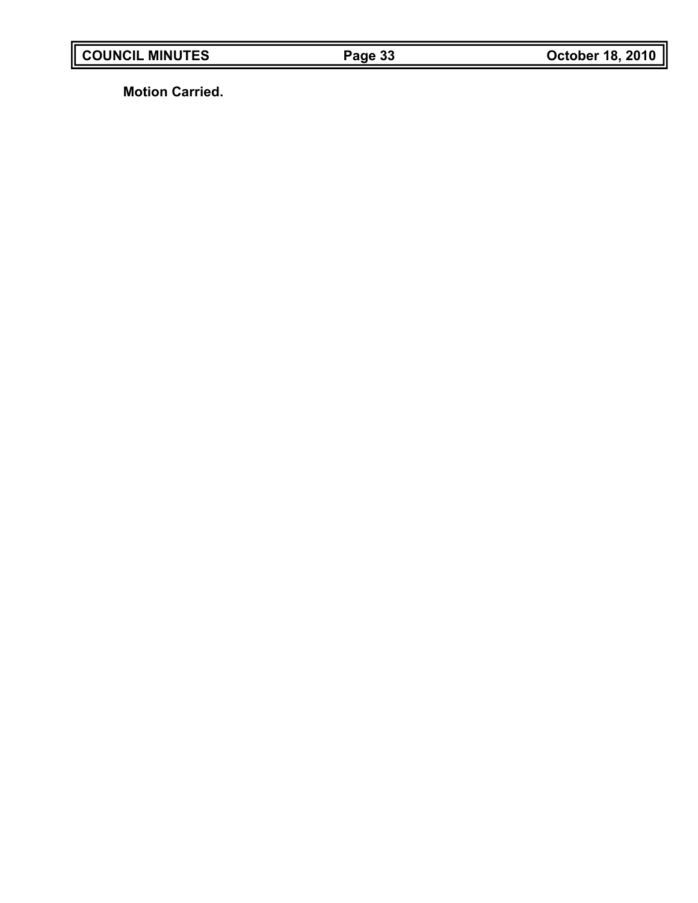**Motion Carried.**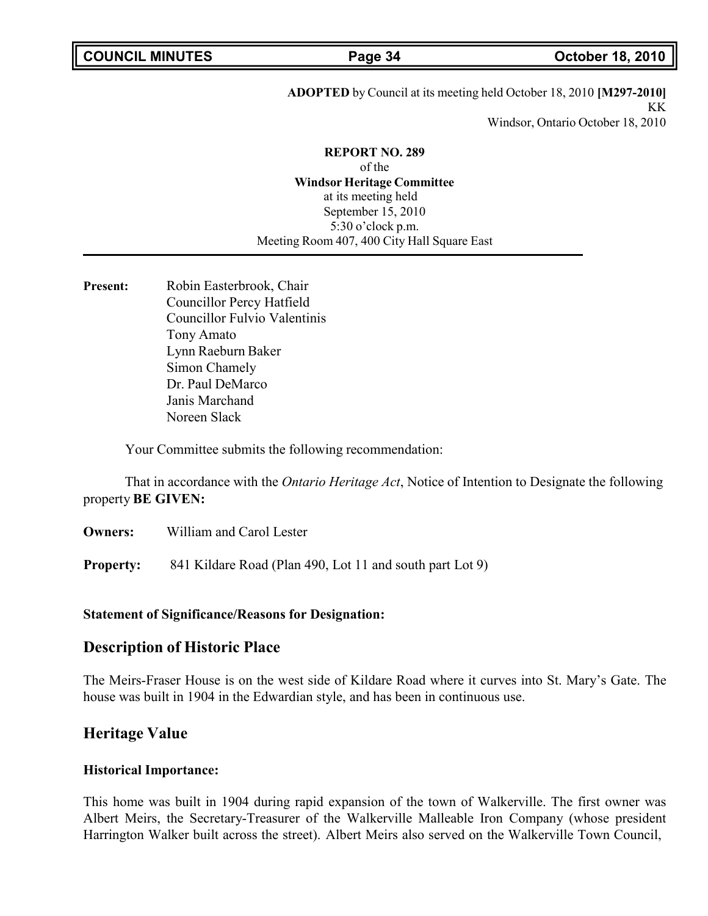**ADOPTED** by Council at its meeting held October 18, 2010 **[M297-2010]**
KK
Windsor, Ontario October 18, 2010

**REPORT NO. 289**
of the
**Windsor Heritage Committee**
at its meeting held
September 15, 2010
5:30 o'clock p.m.
Meeting Room 407, 400 City Hall Square East

---

**Present:** Robin Easterbrook, Chair
Councillor Percy Hatfield
Councillor Fulvio Valentinis
Tony Amato
Lynn Raeburn Baker
Simon Chamely
Dr. Paul DeMarco
Janis Marchand
Noreen Slack

Your Committee submits the following recommendation:

That in accordance with the *Ontario Heritage Act*, Notice of Intention to Designate the following property **BE GIVEN:**

**Owners:** William and Carol Lester

**Property:** 841 Kildare Road (Plan 490, Lot 11 and south part Lot 9)

**Statement of Significance/Reasons for Designation:**

## Description of Historic Place

The Meirs-Fraser House is on the west side of Kildare Road where it curves into St. Mary's Gate. The house was built in 1904 in the Edwardian style, and has been in continuous use.

## Heritage Value

### Historical Importance:

This home was built in 1904 during rapid expansion of the town of Walkerville. The first owner was Albert Meirs, the Secretary-Treasurer of the Walkerville Malleable Iron Company (whose president Harrington Walker built across the street). Albert Meirs also served on the Walkerville Town Council,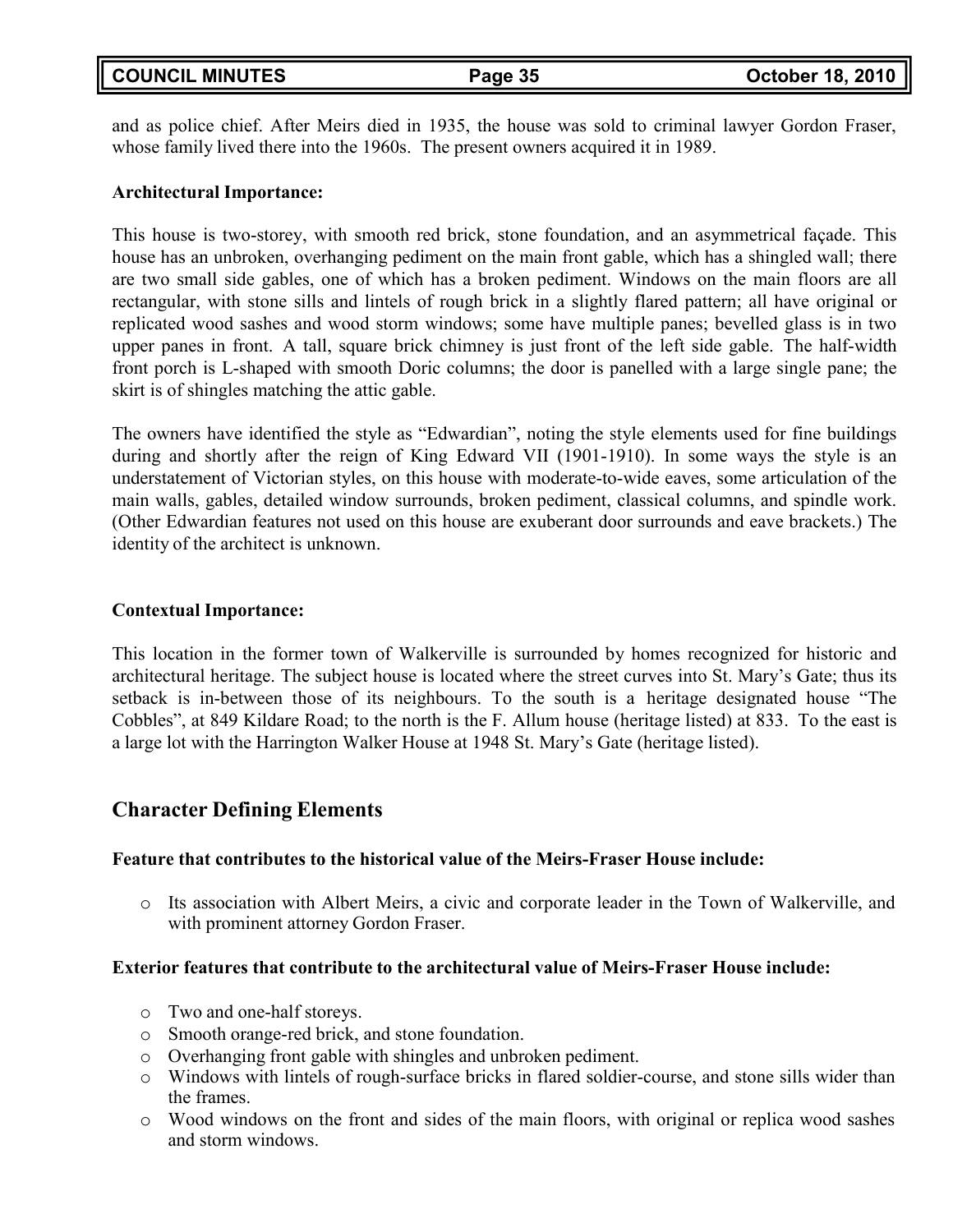and as police chief. After Meirs died in 1935, the house was sold to criminal lawyer Gordon Fraser, whose family lived there into the 1960s. The present owners acquired it in 1989.

**Architectural Importance:**

This house is two-storey, with smooth red brick, stone foundation, and an asymmetrical façade. This house has an unbroken, overhanging pediment on the main front gable, which has a shingled wall; there are two small side gables, one of which has a broken pediment. Windows on the main floors are all rectangular, with stone sills and lintels of rough brick in a slightly flared pattern; all have original or replicated wood sashes and wood storm windows; some have multiple panes; bevelled glass is in two upper panes in front. A tall, square brick chimney is just front of the left side gable. The half-width front porch is L-shaped with smooth Doric columns; the door is panelled with a large single pane; the skirt is of shingles matching the attic gable.

The owners have identified the style as "Edwardian", noting the style elements used for fine buildings during and shortly after the reign of King Edward VII (1901-1910). In some ways the style is an understatement of Victorian styles, on this house with moderate-to-wide eaves, some articulation of the main walls, gables, detailed window surrounds, broken pediment, classical columns, and spindle work. (Other Edwardian features not used on this house are exuberant door surrounds and eave brackets.) The identity of the architect is unknown.

**Contextual Importance:**

This location in the former town of Walkerville is surrounded by homes recognized for historic and architectural heritage. The subject house is located where the street curves into St. Mary's Gate; thus its setback is in-between those of its neighbours. To the south is a heritage designated house "The Cobbles", at 849 Kildare Road; to the north is the F. Allum house (heritage listed) at 833. To the east is a large lot with the Harrington Walker House at 1948 St. Mary's Gate (heritage listed).

## Character Defining Elements

**Feature that contributes to the historical value of the Meirs-Fraser House include:**

- Its association with Albert Meirs, a civic and corporate leader in the Town of Walkerville, and with prominent attorney Gordon Fraser.

**Exterior features that contribute to the architectural value of Meirs-Fraser House include:**

- Two and one-half storeys.
- Smooth orange-red brick, and stone foundation.
- Overhanging front gable with shingles and unbroken pediment.
- Windows with lintels of rough-surface bricks in flared soldier-course, and stone sills wider than the frames.
- Wood windows on the front and sides of the main floors, with original or replica wood sashes and storm windows.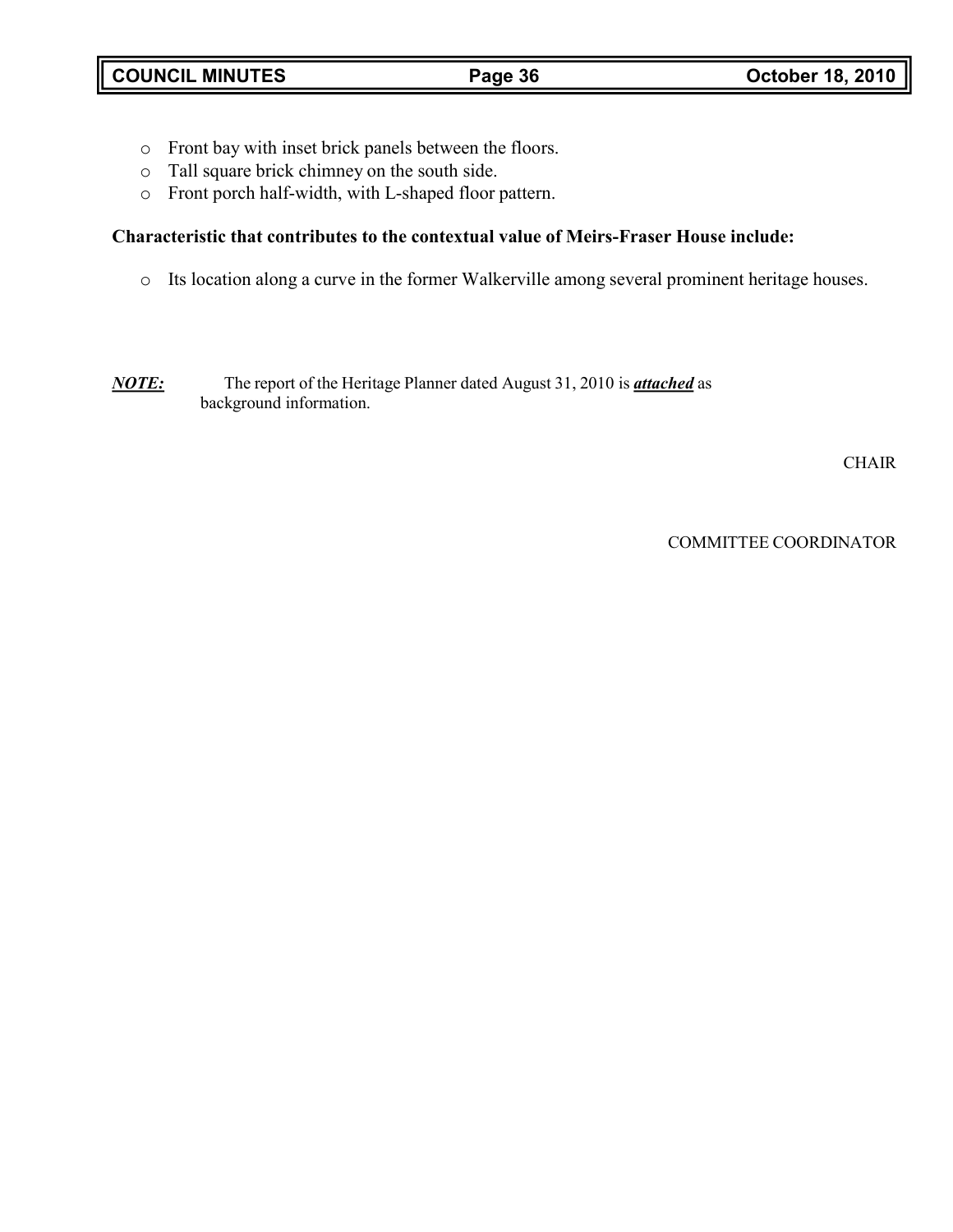- Front bay with inset brick panels between the floors.
- Tall square brick chimney on the south side.
- Front porch half-width, with L-shaped floor pattern.

**Characteristic that contributes to the contextual value of Meirs-Fraser House include:**

- Its location along a curve in the former Walkerville among several prominent heritage houses.

***NOTE:*** The report of the Heritage Planner dated August 31, 2010 is ***attached*** as background information.

CHAIR

COMMITTEE COORDINATOR